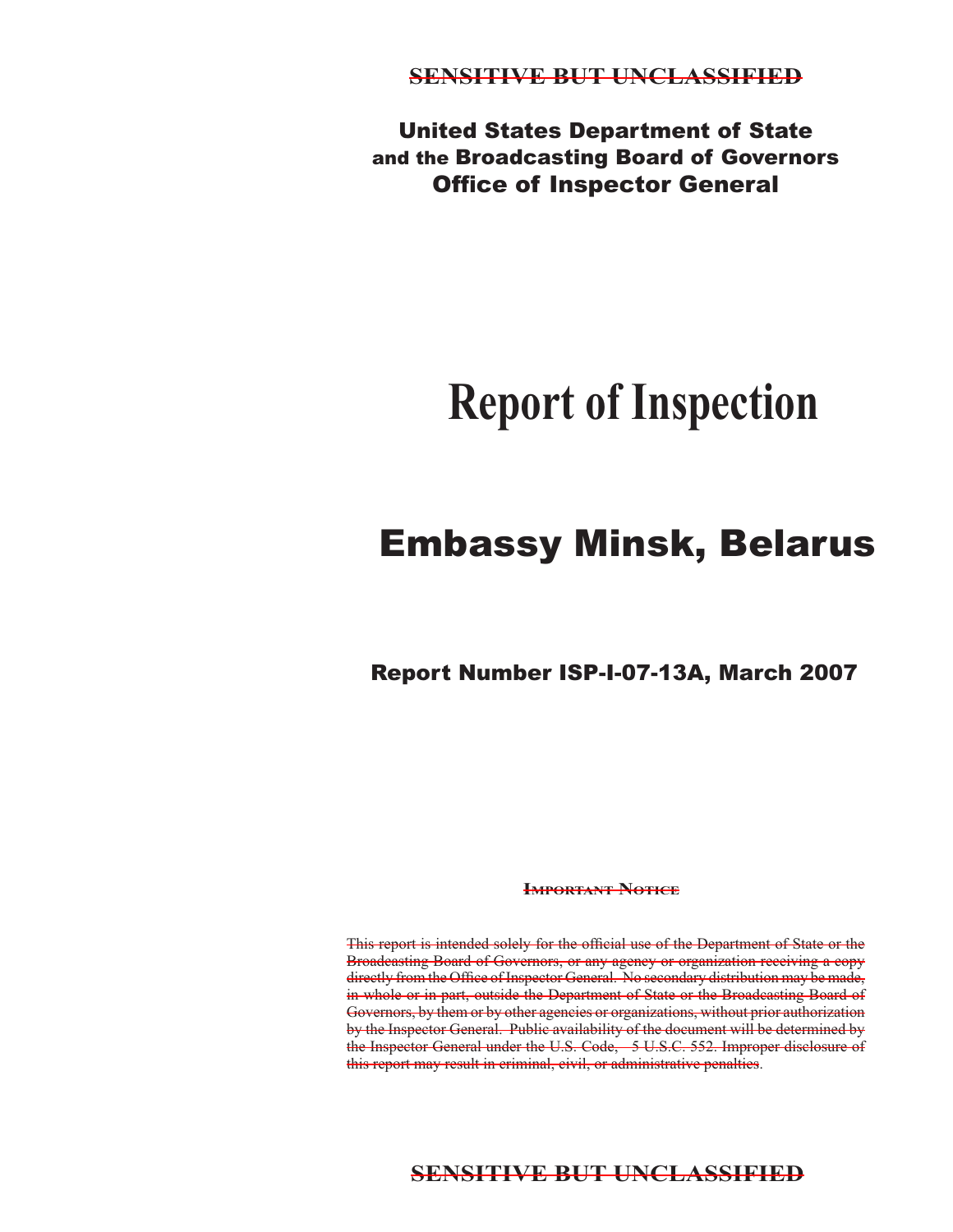SENSITIVE BUT UNCLASSIFIED

United States Department of State
and the Broadcasting Board of Governors
Office of Inspector General

# Report of Inspection

# Embassy Minsk, Belarus

## Report Number ISP-I-07-13A, March 2007

IMPORTANT NOTICE

This report is intended solely for the official use of the Department of State or the Broadcasting Board of Governors, or any agency or organization receiving a copy directly from the Office of Inspector General. No secondary distribution may be made, in whole or in part, outside the Department of State or the Broadcasting Board of Governors, by them or by other agencies or organizations, without prior authorization by the Inspector General. Public availability of the document will be determined by the Inspector General under the U.S. Code, 5 U.S.C. 552. Improper disclosure of this report may result in criminal, civil, or administrative penalties.

SENSITIVE BUT UNCLASSIFIED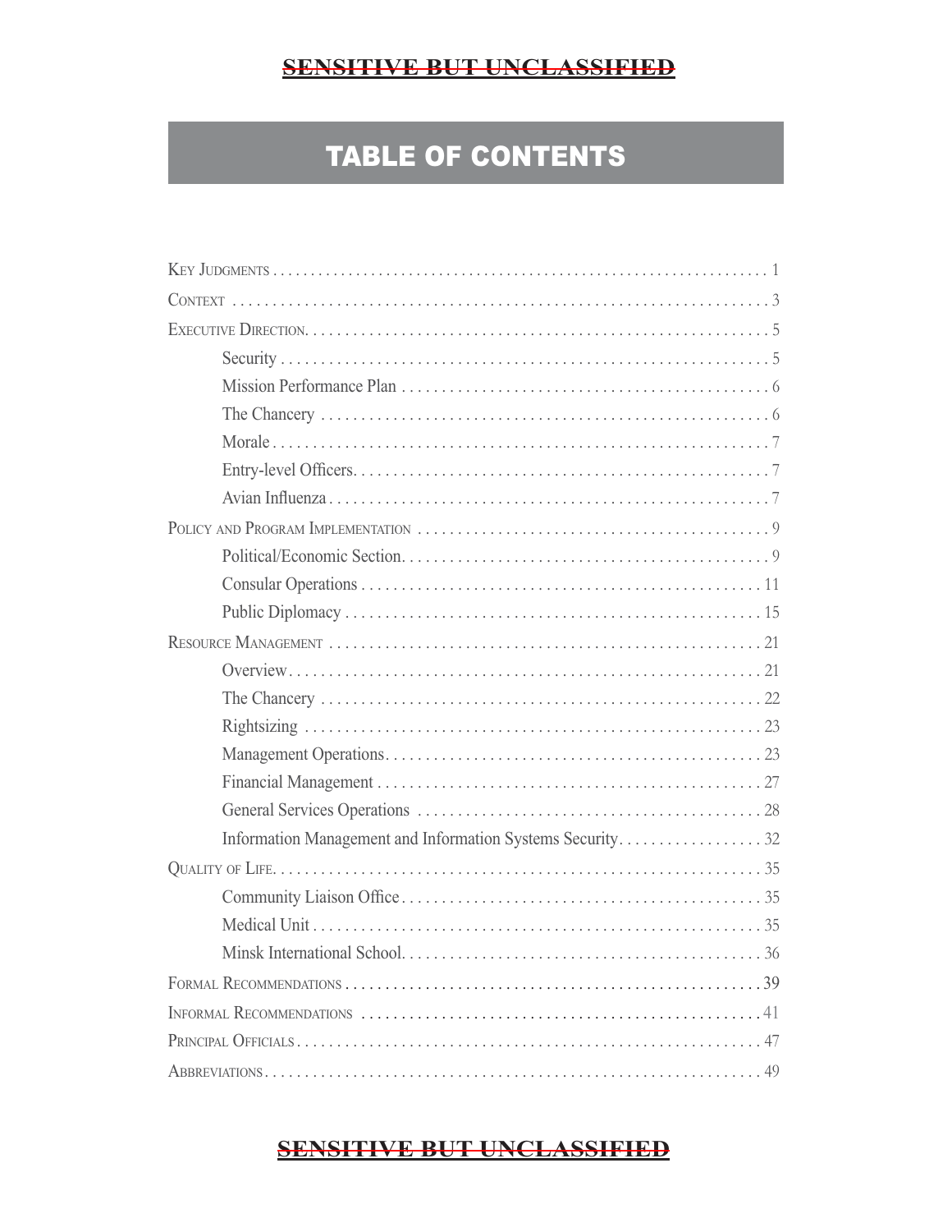# TABLE OF CONTENTS

- Key Judgments . . . . . 1
- Context . . . . . 3
- Executive Direction. . . . . 5
  - Security . . . . . 5
  - Mission Performance Plan . . . . . 6
  - The Chancery . . . . . 6
  - Morale . . . . . 7
  - Entry-level Officers. . . . . 7
  - Avian Influenza . . . . . 7
- Policy and Program Implementation . . . . . 9
  - Political/Economic Section. . . . . 9
  - Consular Operations . . . . . 11
  - Public Diplomacy . . . . . 15
- Resource Management . . . . . 21
  - Overview. . . . . 21
  - The Chancery . . . . . 22
  - Rightsizing . . . . . 23
  - Management Operations. . . . . 23
  - Financial Management . . . . . 27
  - General Services Operations . . . . . 28
  - Information Management and Information Systems Security. . . . . 32
- Quality of Life. . . . . 35
  - Community Liaison Office . . . . . 35
  - Medical Unit . . . . . 35
  - Minsk International School. . . . . 36
- Formal Recommendations . . . . . 39
- Informal Recommendations . . . . . 41
- Principal Officials . . . . . 47
- Abbreviations. . . . . 49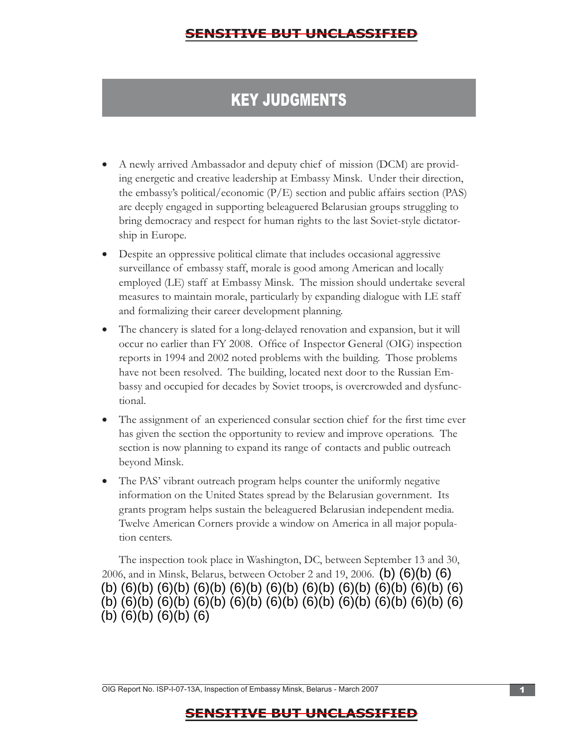# KEY JUDGMENTS

- A newly arrived Ambassador and deputy chief of mission (DCM) are providing energetic and creative leadership at Embassy Minsk. Under their direction, the embassy's political/economic (P/E) section and public affairs section (PAS) are deeply engaged in supporting beleaguered Belarusian groups struggling to bring democracy and respect for human rights to the last Soviet-style dictatorship in Europe.
- Despite an oppressive political climate that includes occasional aggressive surveillance of embassy staff, morale is good among American and locally employed (LE) staff at Embassy Minsk. The mission should undertake several measures to maintain morale, particularly by expanding dialogue with LE staff and formalizing their career development planning.
- The chancery is slated for a long-delayed renovation and expansion, but it will occur no earlier than FY 2008. Office of Inspector General (OIG) inspection reports in 1994 and 2002 noted problems with the building. Those problems have not been resolved. The building, located next door to the Russian Embassy and occupied for decades by Soviet troops, is overcrowded and dysfunctional.
- The assignment of an experienced consular section chief for the first time ever has given the section the opportunity to review and improve operations. The section is now planning to expand its range of contacts and public outreach beyond Minsk.
- The PAS' vibrant outreach program helps counter the uniformly negative information on the United States spread by the Belarusian government. Its grants program helps sustain the beleaguered Belarusian independent media. Twelve American Corners provide a window on America in all major population centers.

The inspection took place in Washington, DC, between September 13 and 30, 2006, and in Minsk, Belarus, between October 2 and 19, 2006. (b) (6)(b) (6)(b) (6)(b) (6)(b) (6)(b) (6)(b) (6)(b) (6)(b) (6)(b) (6)(b) (6)(b) (6)(b) (6)(b) (6)(b) (6)(b) (6)(b) (6)(b) (6)(b) (6)(b) (6)(b) (6)(b) (6)(b) (6)(b) (6)(b) (6)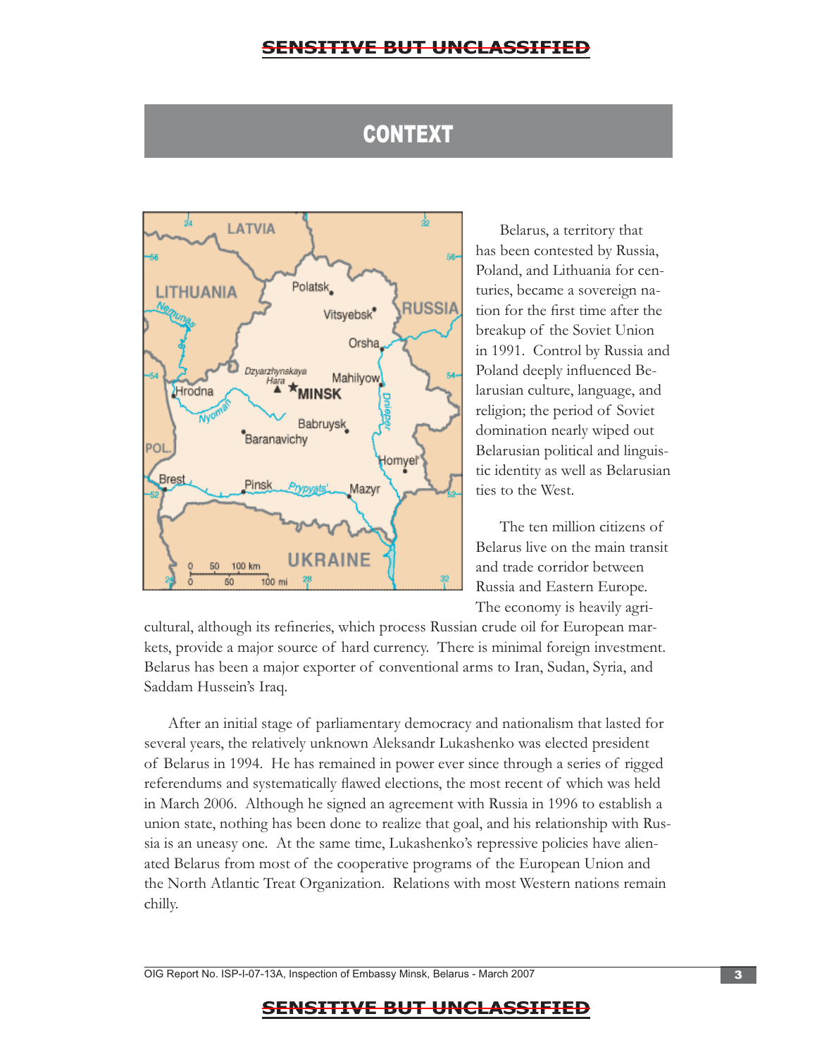# CONTEXT

Belarus, a territory that has been contested by Russia, Poland, and Lithuania for centuries, became a sovereign nation for the first time after the breakup of the Soviet Union in 1991. Control by Russia and Poland deeply influenced Belarusian culture, language, and religion; the period of Soviet domination nearly wiped out Belarusian political and linguistic identity as well as Belarusian ties to the West.

The ten million citizens of Belarus live on the main transit and trade corridor between Russia and Eastern Europe. The economy is heavily agricultural, although its refineries, which process Russian crude oil for European markets, provide a major source of hard currency. There is minimal foreign investment. Belarus has been a major exporter of conventional arms to Iran, Sudan, Syria, and Saddam Hussein's Iraq.

After an initial stage of parliamentary democracy and nationalism that lasted for several years, the relatively unknown Aleksandr Lukashenko was elected president of Belarus in 1994. He has remained in power ever since through a series of rigged referendums and systematically flawed elections, the most recent of which was held in March 2006. Although he signed an agreement with Russia in 1996 to establish a union state, nothing has been done to realize that goal, and his relationship with Russia is an uneasy one. At the same time, Lukashenko's repressive policies have alienated Belarus from most of the cooperative programs of the European Union and the North Atlantic Treat Organization. Relations with most Western nations remain chilly.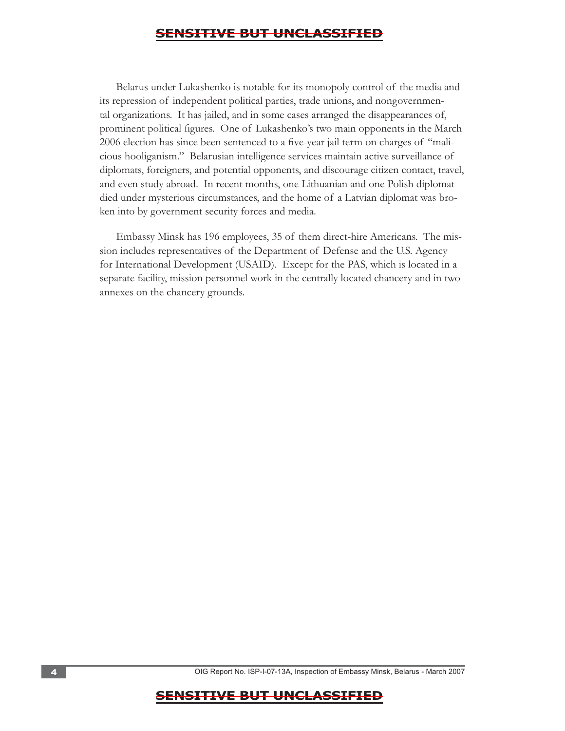Belarus under Lukashenko is notable for its monopoly control of the media and its repression of independent political parties, trade unions, and nongovernmental organizations. It has jailed, and in some cases arranged the disappearances of, prominent political figures. One of Lukashenko's two main opponents in the March 2006 election has since been sentenced to a five-year jail term on charges of "malicious hooliganism." Belarusian intelligence services maintain active surveillance of diplomats, foreigners, and potential opponents, and discourage citizen contact, travel, and even study abroad. In recent months, one Lithuanian and one Polish diplomat died under mysterious circumstances, and the home of a Latvian diplomat was broken into by government security forces and media.

Embassy Minsk has 196 employees, 35 of them direct-hire Americans. The mission includes representatives of the Department of Defense and the U.S. Agency for International Development (USAID). Except for the PAS, which is located in a separate facility, mission personnel work in the centrally located chancery and in two annexes on the chancery grounds.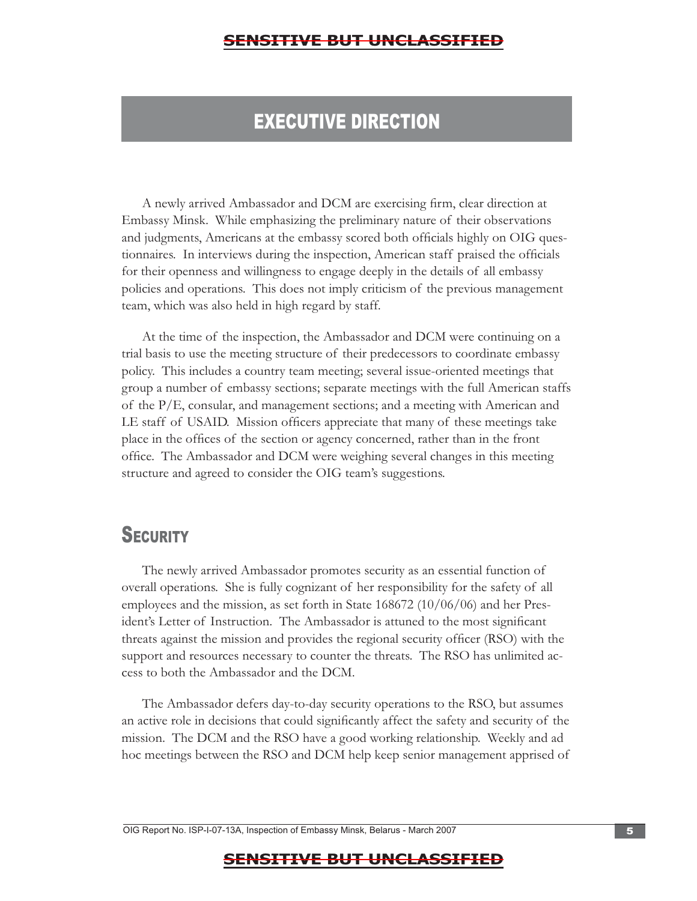# EXECUTIVE DIRECTION

A newly arrived Ambassador and DCM are exercising firm, clear direction at Embassy Minsk. While emphasizing the preliminary nature of their observations and judgments, Americans at the embassy scored both officials highly on OIG questionnaires. In interviews during the inspection, American staff praised the officials for their openness and willingness to engage deeply in the details of all embassy policies and operations. This does not imply criticism of the previous management team, which was also held in high regard by staff.

At the time of the inspection, the Ambassador and DCM were continuing on a trial basis to use the meeting structure of their predecessors to coordinate embassy policy. This includes a country team meeting; several issue-oriented meetings that group a number of embassy sections; separate meetings with the full American staffs of the P/E, consular, and management sections; and a meeting with American and LE staff of USAID. Mission officers appreciate that many of these meetings take place in the offices of the section or agency concerned, rather than in the front office. The Ambassador and DCM were weighing several changes in this meeting structure and agreed to consider the OIG team's suggestions.

## Security

The newly arrived Ambassador promotes security as an essential function of overall operations. She is fully cognizant of her responsibility for the safety of all employees and the mission, as set forth in State 168672 (10/06/06) and her President's Letter of Instruction. The Ambassador is attuned to the most significant threats against the mission and provides the regional security officer (RSO) with the support and resources necessary to counter the threats. The RSO has unlimited access to both the Ambassador and the DCM.

The Ambassador defers day-to-day security operations to the RSO, but assumes an active role in decisions that could significantly affect the safety and security of the mission. The DCM and the RSO have a good working relationship. Weekly and ad hoc meetings between the RSO and DCM help keep senior management apprised of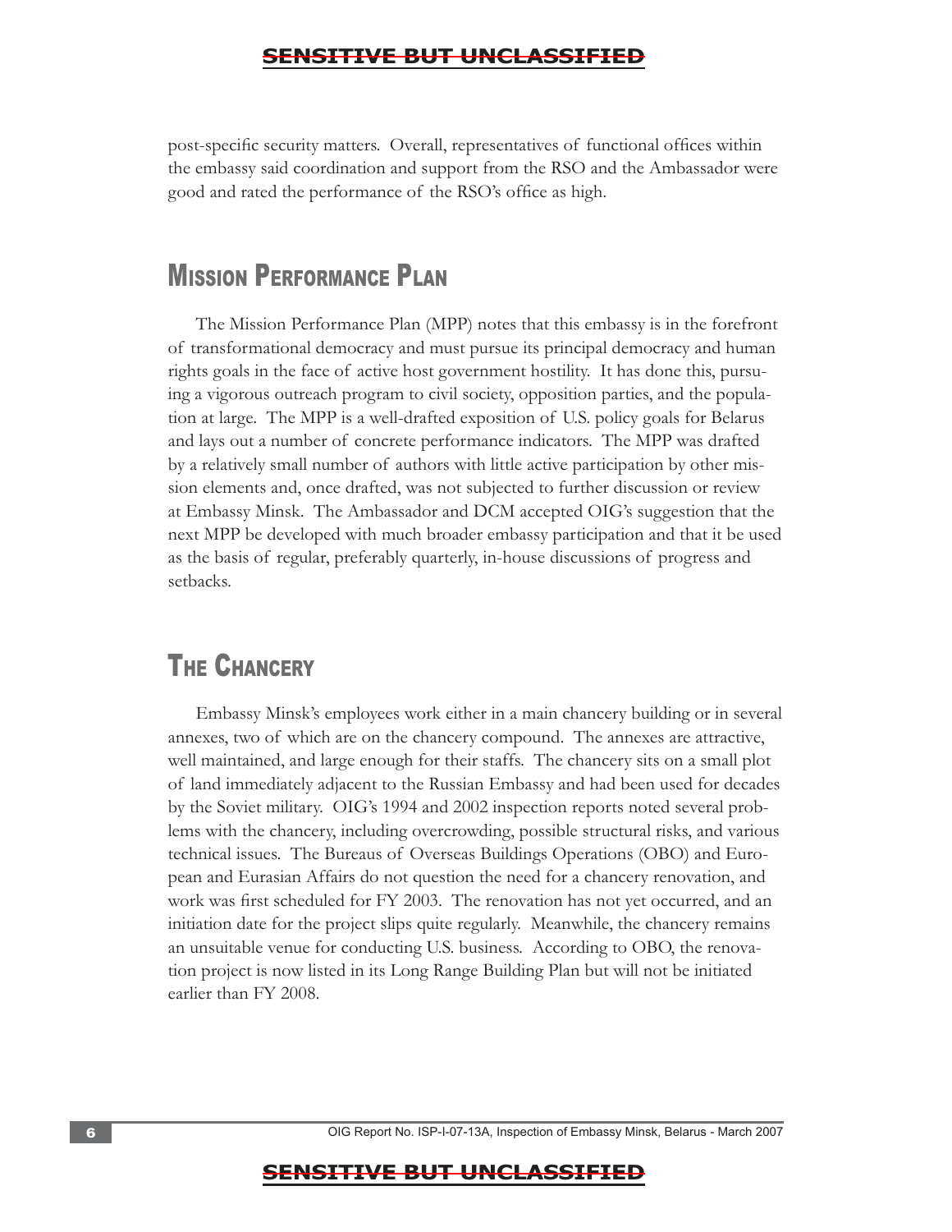post-specific security matters. Overall, representatives of functional offices within the embassy said coordination and support from the RSO and the Ambassador were good and rated the performance of the RSO's office as high.

## Mission Performance Plan

The Mission Performance Plan (MPP) notes that this embassy is in the forefront of transformational democracy and must pursue its principal democracy and human rights goals in the face of active host government hostility. It has done this, pursuing a vigorous outreach program to civil society, opposition parties, and the population at large. The MPP is a well-drafted exposition of U.S. policy goals for Belarus and lays out a number of concrete performance indicators. The MPP was drafted by a relatively small number of authors with little active participation by other mission elements and, once drafted, was not subjected to further discussion or review at Embassy Minsk. The Ambassador and DCM accepted OIG's suggestion that the next MPP be developed with much broader embassy participation and that it be used as the basis of regular, preferably quarterly, in-house discussions of progress and setbacks.

## The Chancery

Embassy Minsk's employees work either in a main chancery building or in several annexes, two of which are on the chancery compound. The annexes are attractive, well maintained, and large enough for their staffs. The chancery sits on a small plot of land immediately adjacent to the Russian Embassy and had been used for decades by the Soviet military. OIG's 1994 and 2002 inspection reports noted several problems with the chancery, including overcrowding, possible structural risks, and various technical issues. The Bureaus of Overseas Buildings Operations (OBO) and European and Eurasian Affairs do not question the need for a chancery renovation, and work was first scheduled for FY 2003. The renovation has not yet occurred, and an initiation date for the project slips quite regularly. Meanwhile, the chancery remains an unsuitable venue for conducting U.S. business. According to OBO, the renovation project is now listed in its Long Range Building Plan but will not be initiated earlier than FY 2008.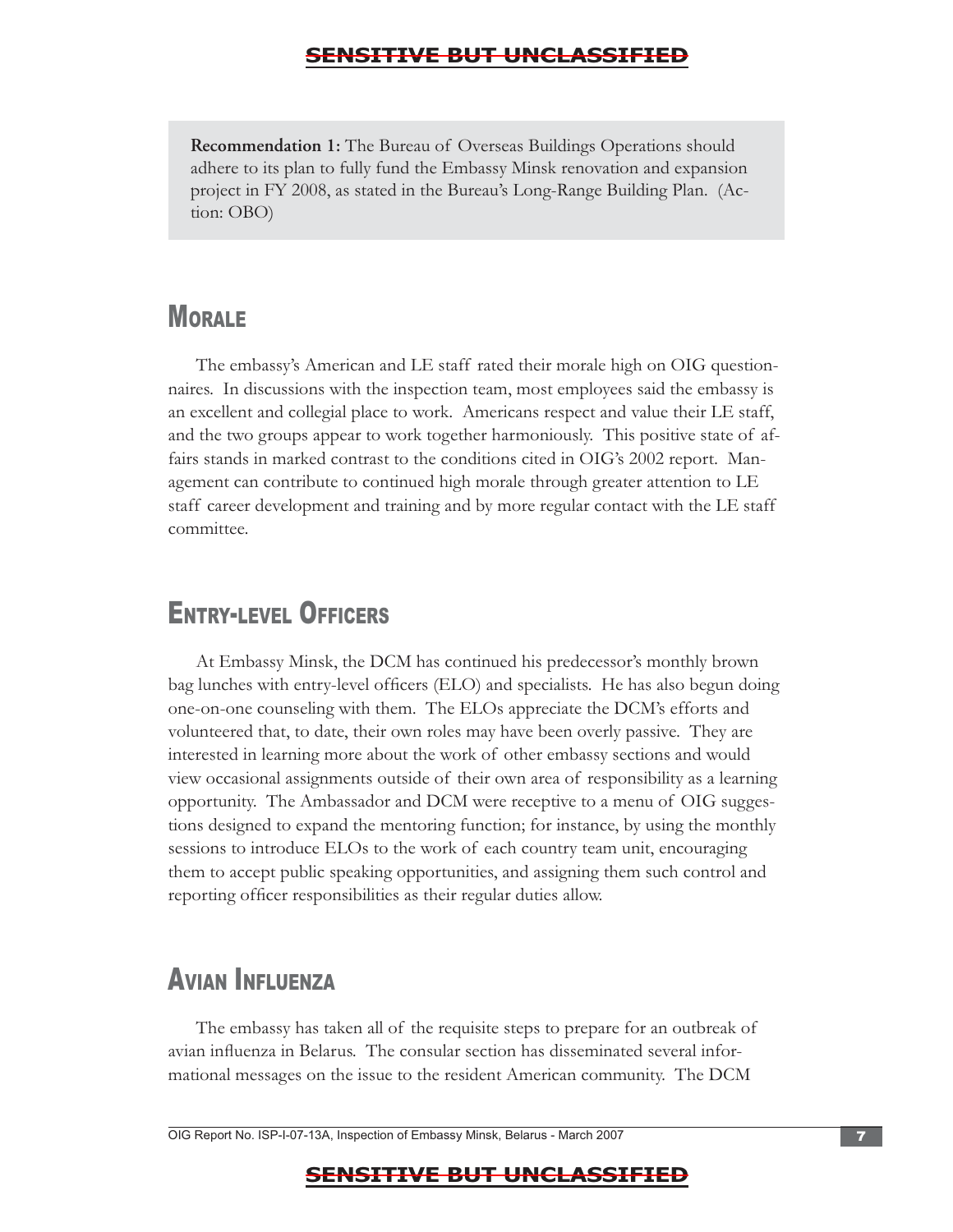**Recommendation 1:** The Bureau of Overseas Buildings Operations should adhere to its plan to fully fund the Embassy Minsk renovation and expansion project in FY 2008, as stated in the Bureau's Long-Range Building Plan. (Action: OBO)

## Morale

The embassy's American and LE staff rated their morale high on OIG questionnaires. In discussions with the inspection team, most employees said the embassy is an excellent and collegial place to work. Americans respect and value their LE staff, and the two groups appear to work together harmoniously. This positive state of affairs stands in marked contrast to the conditions cited in OIG's 2002 report. Management can contribute to continued high morale through greater attention to LE staff career development and training and by more regular contact with the LE staff committee.

## Entry-level Officers

At Embassy Minsk, the DCM has continued his predecessor's monthly brown bag lunches with entry-level officers (ELO) and specialists. He has also begun doing one-on-one counseling with them. The ELOs appreciate the DCM's efforts and volunteered that, to date, their own roles may have been overly passive. They are interested in learning more about the work of other embassy sections and would view occasional assignments outside of their own area of responsibility as a learning opportunity. The Ambassador and DCM were receptive to a menu of OIG suggestions designed to expand the mentoring function; for instance, by using the monthly sessions to introduce ELOs to the work of each country team unit, encouraging them to accept public speaking opportunities, and assigning them such control and reporting officer responsibilities as their regular duties allow.

## Avian Influenza

The embassy has taken all of the requisite steps to prepare for an outbreak of avian influenza in Belarus. The consular section has disseminated several informational messages on the issue to the resident American community. The DCM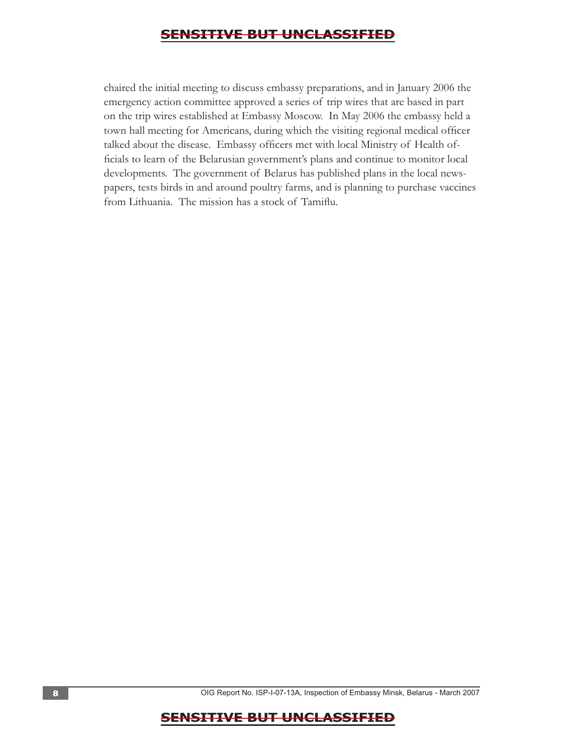chaired the initial meeting to discuss embassy preparations, and in January 2006 the emergency action committee approved a series of trip wires that are based in part on the trip wires established at Embassy Moscow. In May 2006 the embassy held a town hall meeting for Americans, during which the visiting regional medical officer talked about the disease. Embassy officers met with local Ministry of Health officials to learn of the Belarusian government's plans and continue to monitor local developments. The government of Belarus has published plans in the local newspapers, tests birds in and around poultry farms, and is planning to purchase vaccines from Lithuania. The mission has a stock of Tamiflu.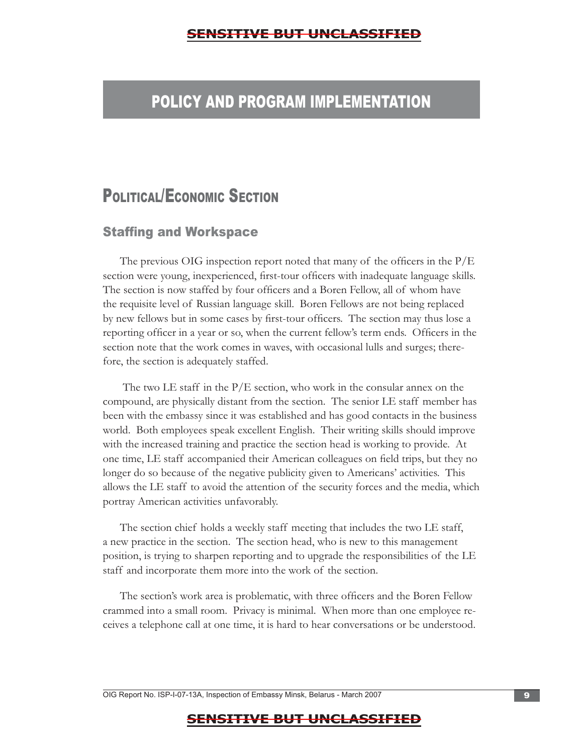# POLICY AND PROGRAM IMPLEMENTATION

## Political/Economic Section

### Staffing and Workspace

The previous OIG inspection report noted that many of the officers in the P/E section were young, inexperienced, first-tour officers with inadequate language skills. The section is now staffed by four officers and a Boren Fellow, all of whom have the requisite level of Russian language skill. Boren Fellows are not being replaced by new fellows but in some cases by first-tour officers. The section may thus lose a reporting officer in a year or so, when the current fellow's term ends. Officers in the section note that the work comes in waves, with occasional lulls and surges; therefore, the section is adequately staffed.

The two LE staff in the P/E section, who work in the consular annex on the compound, are physically distant from the section. The senior LE staff member has been with the embassy since it was established and has good contacts in the business world. Both employees speak excellent English. Their writing skills should improve with the increased training and practice the section head is working to provide. At one time, LE staff accompanied their American colleagues on field trips, but they no longer do so because of the negative publicity given to Americans' activities. This allows the LE staff to avoid the attention of the security forces and the media, which portray American activities unfavorably.

The section chief holds a weekly staff meeting that includes the two LE staff, a new practice in the section. The section head, who is new to this management position, is trying to sharpen reporting and to upgrade the responsibilities of the LE staff and incorporate them more into the work of the section.

The section's work area is problematic, with three officers and the Boren Fellow crammed into a small room. Privacy is minimal. When more than one employee receives a telephone call at one time, it is hard to hear conversations or be understood.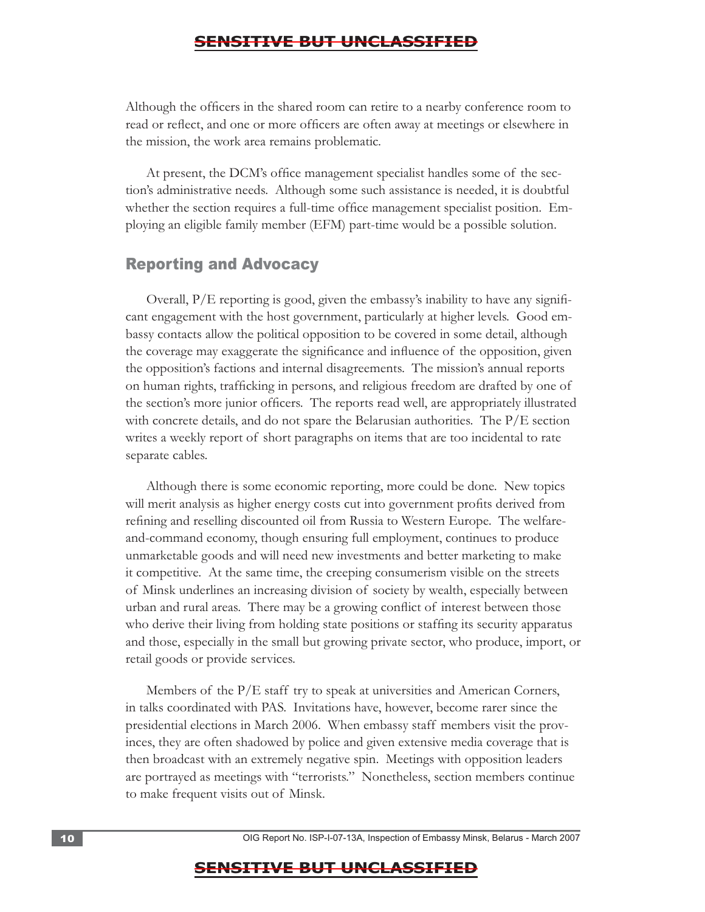Although the officers in the shared room can retire to a nearby conference room to read or reflect, and one or more officers are often away at meetings or elsewhere in the mission, the work area remains problematic.

At present, the DCM's office management specialist handles some of the section's administrative needs. Although some such assistance is needed, it is doubtful whether the section requires a full-time office management specialist position. Employing an eligible family member (EFM) part-time would be a possible solution.

## Reporting and Advocacy

Overall, P/E reporting is good, given the embassy's inability to have any significant engagement with the host government, particularly at higher levels. Good embassy contacts allow the political opposition to be covered in some detail, although the coverage may exaggerate the significance and influence of the opposition, given the opposition's factions and internal disagreements. The mission's annual reports on human rights, trafficking in persons, and religious freedom are drafted by one of the section's more junior officers. The reports read well, are appropriately illustrated with concrete details, and do not spare the Belarusian authorities. The P/E section writes a weekly report of short paragraphs on items that are too incidental to rate separate cables.

Although there is some economic reporting, more could be done. New topics will merit analysis as higher energy costs cut into government profits derived from refining and reselling discounted oil from Russia to Western Europe. The welfare-and-command economy, though ensuring full employment, continues to produce unmarketable goods and will need new investments and better marketing to make it competitive. At the same time, the creeping consumerism visible on the streets of Minsk underlines an increasing division of society by wealth, especially between urban and rural areas. There may be a growing conflict of interest between those who derive their living from holding state positions or staffing its security apparatus and those, especially in the small but growing private sector, who produce, import, or retail goods or provide services.

Members of the P/E staff try to speak at universities and American Corners, in talks coordinated with PAS. Invitations have, however, become rarer since the presidential elections in March 2006. When embassy staff members visit the provinces, they are often shadowed by police and given extensive media coverage that is then broadcast with an extremely negative spin. Meetings with opposition leaders are portrayed as meetings with "terrorists." Nonetheless, section members continue to make frequent visits out of Minsk.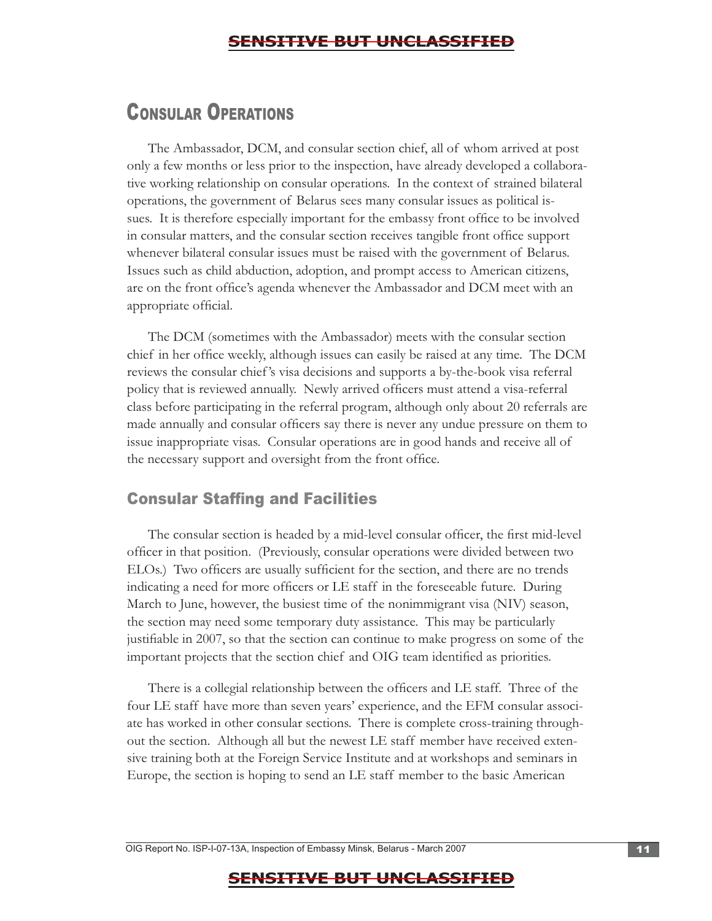# Consular Operations

The Ambassador, DCM, and consular section chief, all of whom arrived at post only a few months or less prior to the inspection, have already developed a collaborative working relationship on consular operations. In the context of strained bilateral operations, the government of Belarus sees many consular issues as political issues. It is therefore especially important for the embassy front office to be involved in consular matters, and the consular section receives tangible front office support whenever bilateral consular issues must be raised with the government of Belarus. Issues such as child abduction, adoption, and prompt access to American citizens, are on the front office's agenda whenever the Ambassador and DCM meet with an appropriate official.

The DCM (sometimes with the Ambassador) meets with the consular section chief in her office weekly, although issues can easily be raised at any time. The DCM reviews the consular chief's visa decisions and supports a by-the-book visa referral policy that is reviewed annually. Newly arrived officers must attend a visa-referral class before participating in the referral program, although only about 20 referrals are made annually and consular officers say there is never any undue pressure on them to issue inappropriate visas. Consular operations are in good hands and receive all of the necessary support and oversight from the front office.

## Consular Staffing and Facilities

The consular section is headed by a mid-level consular officer, the first mid-level officer in that position. (Previously, consular operations were divided between two ELOs.) Two officers are usually sufficient for the section, and there are no trends indicating a need for more officers or LE staff in the foreseeable future. During March to June, however, the busiest time of the nonimmigrant visa (NIV) season, the section may need some temporary duty assistance. This may be particularly justifiable in 2007, so that the section can continue to make progress on some of the important projects that the section chief and OIG team identified as priorities.

There is a collegial relationship between the officers and LE staff. Three of the four LE staff have more than seven years' experience, and the EFM consular associate has worked in other consular sections. There is complete cross-training throughout the section. Although all but the newest LE staff member have received extensive training both at the Foreign Service Institute and at workshops and seminars in Europe, the section is hoping to send an LE staff member to the basic American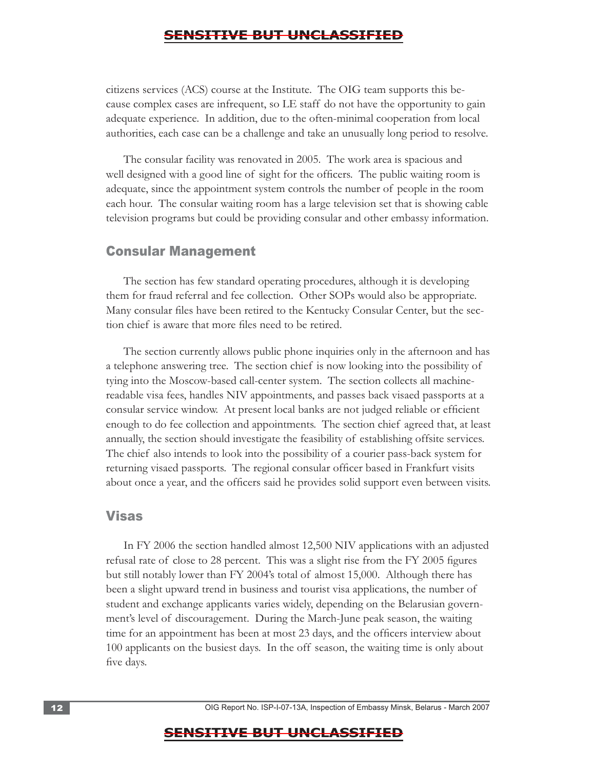citizens services (ACS) course at the Institute. The OIG team supports this because complex cases are infrequent, so LE staff do not have the opportunity to gain adequate experience. In addition, due to the often-minimal cooperation from local authorities, each case can be a challenge and take an unusually long period to resolve.

The consular facility was renovated in 2005. The work area is spacious and well designed with a good line of sight for the officers. The public waiting room is adequate, since the appointment system controls the number of people in the room each hour. The consular waiting room has a large television set that is showing cable television programs but could be providing consular and other embassy information.

## Consular Management

The section has few standard operating procedures, although it is developing them for fraud referral and fee collection. Other SOPs would also be appropriate. Many consular files have been retired to the Kentucky Consular Center, but the section chief is aware that more files need to be retired.

The section currently allows public phone inquiries only in the afternoon and has a telephone answering tree. The section chief is now looking into the possibility of tying into the Moscow-based call-center system. The section collects all machine-readable visa fees, handles NIV appointments, and passes back visaed passports at a consular service window. At present local banks are not judged reliable or efficient enough to do fee collection and appointments. The section chief agreed that, at least annually, the section should investigate the feasibility of establishing offsite services. The chief also intends to look into the possibility of a courier pass-back system for returning visaed passports. The regional consular officer based in Frankfurt visits about once a year, and the officers said he provides solid support even between visits.

## Visas

In FY 2006 the section handled almost 12,500 NIV applications with an adjusted refusal rate of close to 28 percent. This was a slight rise from the FY 2005 figures but still notably lower than FY 2004's total of almost 15,000. Although there has been a slight upward trend in business and tourist visa applications, the number of student and exchange applicants varies widely, depending on the Belarusian government's level of discouragement. During the March-June peak season, the waiting time for an appointment has been at most 23 days, and the officers interview about 100 applicants on the busiest days. In the off season, the waiting time is only about five days.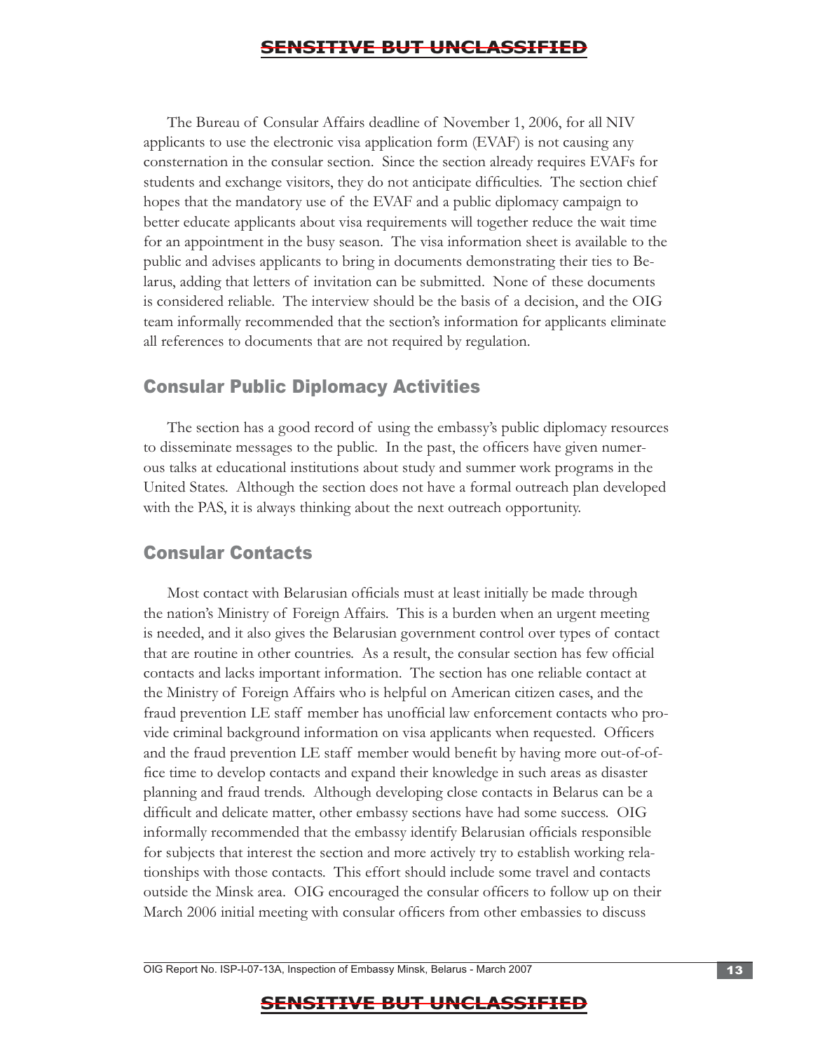The Bureau of Consular Affairs deadline of November 1, 2006, for all NIV applicants to use the electronic visa application form (EVAF) is not causing any consternation in the consular section. Since the section already requires EVAFs for students and exchange visitors, they do not anticipate difficulties. The section chief hopes that the mandatory use of the EVAF and a public diplomacy campaign to better educate applicants about visa requirements will together reduce the wait time for an appointment in the busy season. The visa information sheet is available to the public and advises applicants to bring in documents demonstrating their ties to Belarus, adding that letters of invitation can be submitted. None of these documents is considered reliable. The interview should be the basis of a decision, and the OIG team informally recommended that the section's information for applicants eliminate all references to documents that are not required by regulation.

## Consular Public Diplomacy Activities

The section has a good record of using the embassy's public diplomacy resources to disseminate messages to the public. In the past, the officers have given numerous talks at educational institutions about study and summer work programs in the United States. Although the section does not have a formal outreach plan developed with the PAS, it is always thinking about the next outreach opportunity.

## Consular Contacts

Most contact with Belarusian officials must at least initially be made through the nation's Ministry of Foreign Affairs. This is a burden when an urgent meeting is needed, and it also gives the Belarusian government control over types of contact that are routine in other countries. As a result, the consular section has few official contacts and lacks important information. The section has one reliable contact at the Ministry of Foreign Affairs who is helpful on American citizen cases, and the fraud prevention LE staff member has unofficial law enforcement contacts who provide criminal background information on visa applicants when requested. Officers and the fraud prevention LE staff member would benefit by having more out-of-office time to develop contacts and expand their knowledge in such areas as disaster planning and fraud trends. Although developing close contacts in Belarus can be a difficult and delicate matter, other embassy sections have had some success. OIG informally recommended that the embassy identify Belarusian officials responsible for subjects that interest the section and more actively try to establish working relationships with those contacts. This effort should include some travel and contacts outside the Minsk area. OIG encouraged the consular officers to follow up on their March 2006 initial meeting with consular officers from other embassies to discuss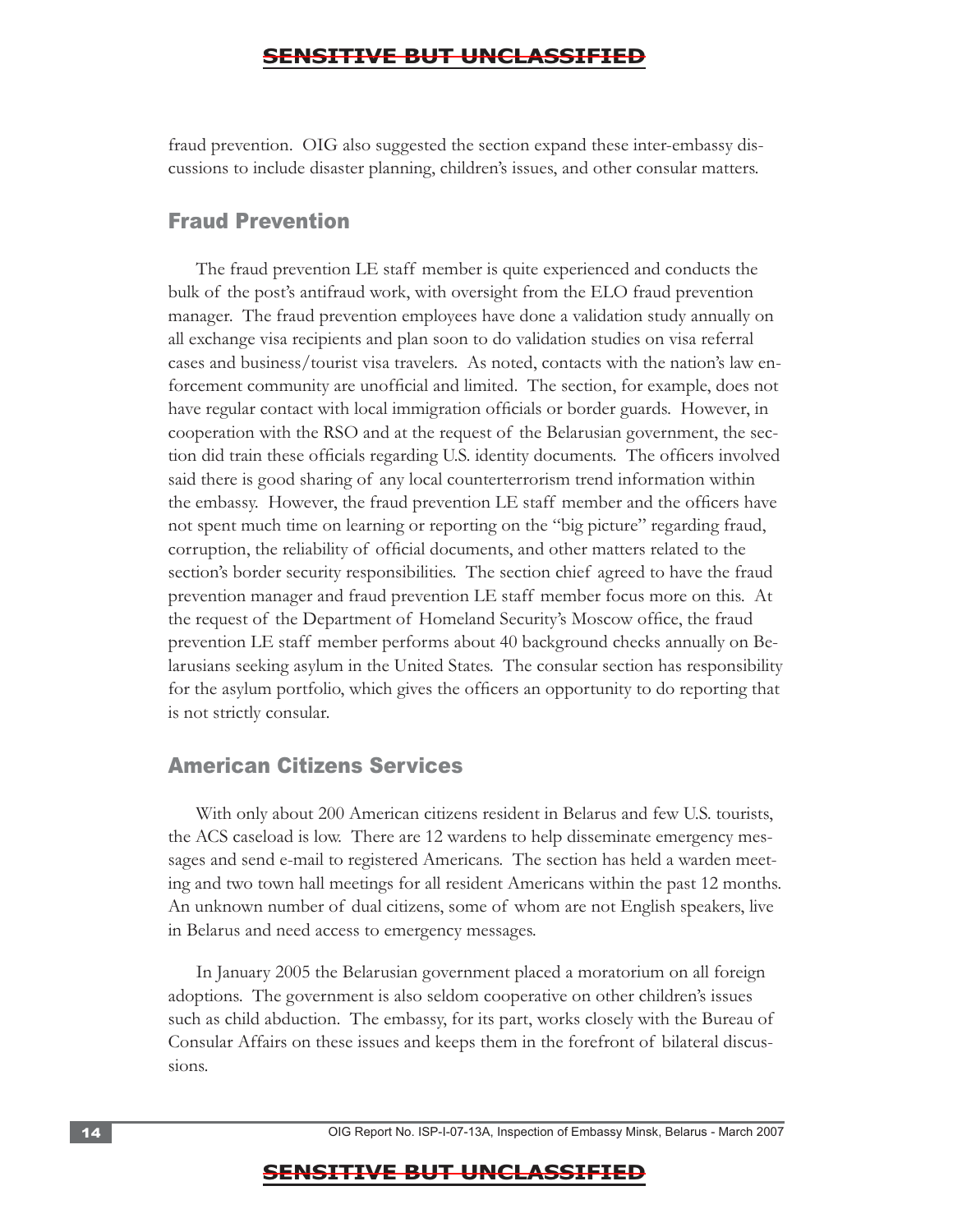fraud prevention. OIG also suggested the section expand these inter-embassy discussions to include disaster planning, children's issues, and other consular matters.

## Fraud Prevention

The fraud prevention LE staff member is quite experienced and conducts the bulk of the post's antifraud work, with oversight from the ELO fraud prevention manager. The fraud prevention employees have done a validation study annually on all exchange visa recipients and plan soon to do validation studies on visa referral cases and business/tourist visa travelers. As noted, contacts with the nation's law enforcement community are unofficial and limited. The section, for example, does not have regular contact with local immigration officials or border guards. However, in cooperation with the RSO and at the request of the Belarusian government, the section did train these officials regarding U.S. identity documents. The officers involved said there is good sharing of any local counterterrorism trend information within the embassy. However, the fraud prevention LE staff member and the officers have not spent much time on learning or reporting on the "big picture" regarding fraud, corruption, the reliability of official documents, and other matters related to the section's border security responsibilities. The section chief agreed to have the fraud prevention manager and fraud prevention LE staff member focus more on this. At the request of the Department of Homeland Security's Moscow office, the fraud prevention LE staff member performs about 40 background checks annually on Belarusians seeking asylum in the United States. The consular section has responsibility for the asylum portfolio, which gives the officers an opportunity to do reporting that is not strictly consular.

## American Citizens Services

With only about 200 American citizens resident in Belarus and few U.S. tourists, the ACS caseload is low. There are 12 wardens to help disseminate emergency messages and send e-mail to registered Americans. The section has held a warden meeting and two town hall meetings for all resident Americans within the past 12 months. An unknown number of dual citizens, some of whom are not English speakers, live in Belarus and need access to emergency messages.

In January 2005 the Belarusian government placed a moratorium on all foreign adoptions. The government is also seldom cooperative on other children's issues such as child abduction. The embassy, for its part, works closely with the Bureau of Consular Affairs on these issues and keeps them in the forefront of bilateral discussions.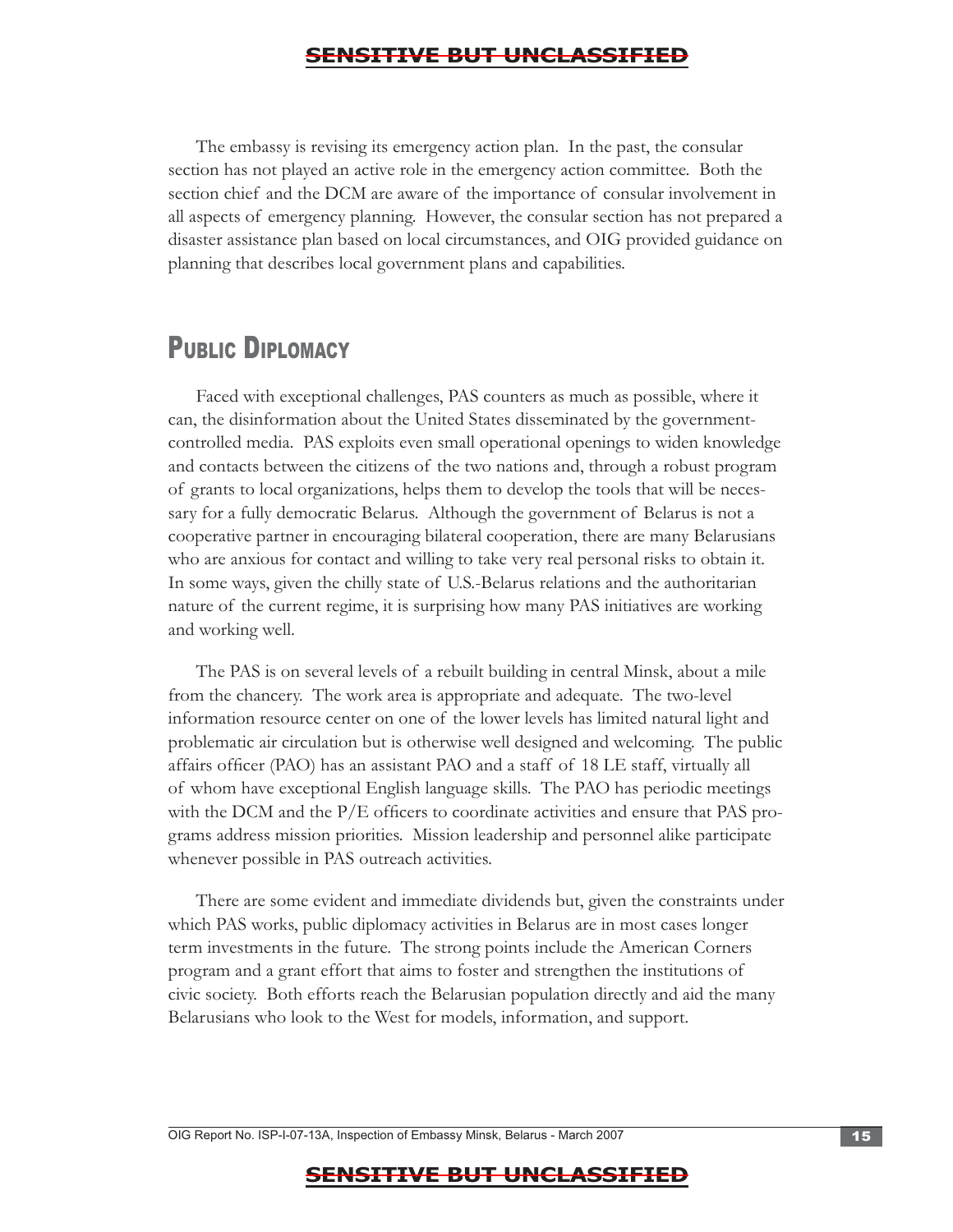The embassy is revising its emergency action plan. In the past, the consular section has not played an active role in the emergency action committee. Both the section chief and the DCM are aware of the importance of consular involvement in all aspects of emergency planning. However, the consular section has not prepared a disaster assistance plan based on local circumstances, and OIG provided guidance on planning that describes local government plans and capabilities.

## Public Diplomacy

Faced with exceptional challenges, PAS counters as much as possible, where it can, the disinformation about the United States disseminated by the government-controlled media. PAS exploits even small operational openings to widen knowledge and contacts between the citizens of the two nations and, through a robust program of grants to local organizations, helps them to develop the tools that will be necessary for a fully democratic Belarus. Although the government of Belarus is not a cooperative partner in encouraging bilateral cooperation, there are many Belarusians who are anxious for contact and willing to take very real personal risks to obtain it. In some ways, given the chilly state of U.S.-Belarus relations and the authoritarian nature of the current regime, it is surprising how many PAS initiatives are working and working well.

The PAS is on several levels of a rebuilt building in central Minsk, about a mile from the chancery. The work area is appropriate and adequate. The two-level information resource center on one of the lower levels has limited natural light and problematic air circulation but is otherwise well designed and welcoming. The public affairs officer (PAO) has an assistant PAO and a staff of 18 LE staff, virtually all of whom have exceptional English language skills. The PAO has periodic meetings with the DCM and the P/E officers to coordinate activities and ensure that PAS programs address mission priorities. Mission leadership and personnel alike participate whenever possible in PAS outreach activities.

There are some evident and immediate dividends but, given the constraints under which PAS works, public diplomacy activities in Belarus are in most cases longer term investments in the future. The strong points include the American Corners program and a grant effort that aims to foster and strengthen the institutions of civic society. Both efforts reach the Belarusian population directly and aid the many Belarusians who look to the West for models, information, and support.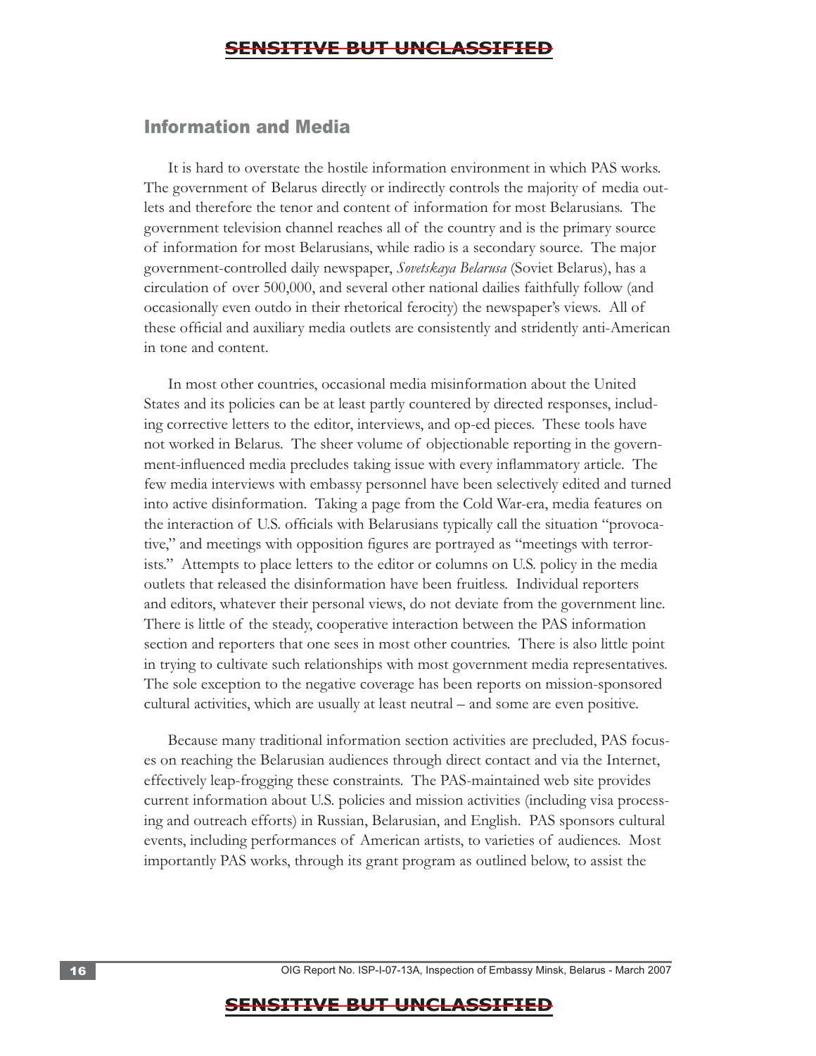## Information and Media

It is hard to overstate the hostile information environment in which PAS works. The government of Belarus directly or indirectly controls the majority of media outlets and therefore the tenor and content of information for most Belarusians. The government television channel reaches all of the country and is the primary source of information for most Belarusians, while radio is a secondary source. The major government-controlled daily newspaper, *Sovetskaya Belarusa* (Soviet Belarus), has a circulation of over 500,000, and several other national dailies faithfully follow (and occasionally even outdo in their rhetorical ferocity) the newspaper's views. All of these official and auxiliary media outlets are consistently and stridently anti-American in tone and content.

In most other countries, occasional media misinformation about the United States and its policies can be at least partly countered by directed responses, including corrective letters to the editor, interviews, and op-ed pieces. These tools have not worked in Belarus. The sheer volume of objectionable reporting in the government-influenced media precludes taking issue with every inflammatory article. The few media interviews with embassy personnel have been selectively edited and turned into active disinformation. Taking a page from the Cold War-era, media features on the interaction of U.S. officials with Belarusians typically call the situation "provocative," and meetings with opposition figures are portrayed as "meetings with terrorists." Attempts to place letters to the editor or columns on U.S. policy in the media outlets that released the disinformation have been fruitless. Individual reporters and editors, whatever their personal views, do not deviate from the government line. There is little of the steady, cooperative interaction between the PAS information section and reporters that one sees in most other countries. There is also little point in trying to cultivate such relationships with most government media representatives. The sole exception to the negative coverage has been reports on mission-sponsored cultural activities, which are usually at least neutral – and some are even positive.

Because many traditional information section activities are precluded, PAS focuses on reaching the Belarusian audiences through direct contact and via the Internet, effectively leap-frogging these constraints. The PAS-maintained web site provides current information about U.S. policies and mission activities (including visa processing and outreach efforts) in Russian, Belarusian, and English. PAS sponsors cultural events, including performances of American artists, to varieties of audiences. Most importantly PAS works, through its grant program as outlined below, to assist the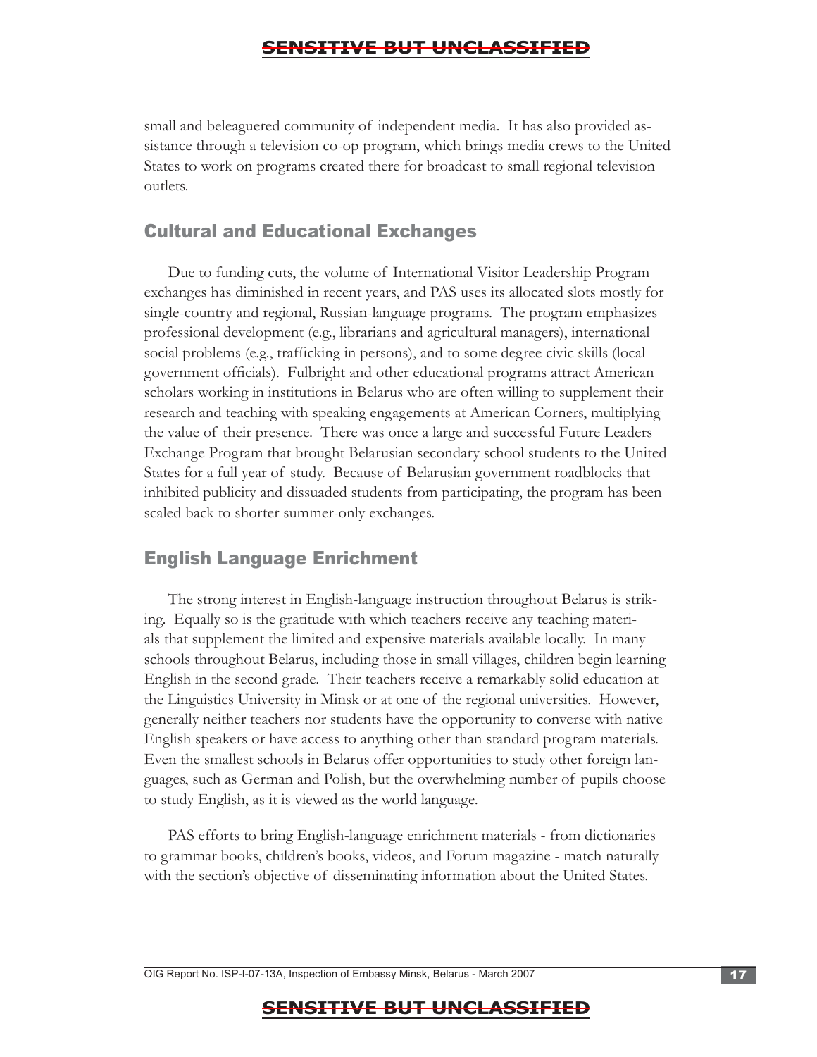small and beleaguered community of independent media. It has also provided assistance through a television co-op program, which brings media crews to the United States to work on programs created there for broadcast to small regional television outlets.

## Cultural and Educational Exchanges

Due to funding cuts, the volume of International Visitor Leadership Program exchanges has diminished in recent years, and PAS uses its allocated slots mostly for single-country and regional, Russian-language programs. The program emphasizes professional development (e.g., librarians and agricultural managers), international social problems (e.g., trafficking in persons), and to some degree civic skills (local government officials). Fulbright and other educational programs attract American scholars working in institutions in Belarus who are often willing to supplement their research and teaching with speaking engagements at American Corners, multiplying the value of their presence. There was once a large and successful Future Leaders Exchange Program that brought Belarusian secondary school students to the United States for a full year of study. Because of Belarusian government roadblocks that inhibited publicity and dissuaded students from participating, the program has been scaled back to shorter summer-only exchanges.

## English Language Enrichment

The strong interest in English-language instruction throughout Belarus is striking. Equally so is the gratitude with which teachers receive any teaching materials that supplement the limited and expensive materials available locally. In many schools throughout Belarus, including those in small villages, children begin learning English in the second grade. Their teachers receive a remarkably solid education at the Linguistics University in Minsk or at one of the regional universities. However, generally neither teachers nor students have the opportunity to converse with native English speakers or have access to anything other than standard program materials. Even the smallest schools in Belarus offer opportunities to study other foreign languages, such as German and Polish, but the overwhelming number of pupils choose to study English, as it is viewed as the world language.

PAS efforts to bring English-language enrichment materials - from dictionaries to grammar books, children's books, videos, and Forum magazine - match naturally with the section's objective of disseminating information about the United States.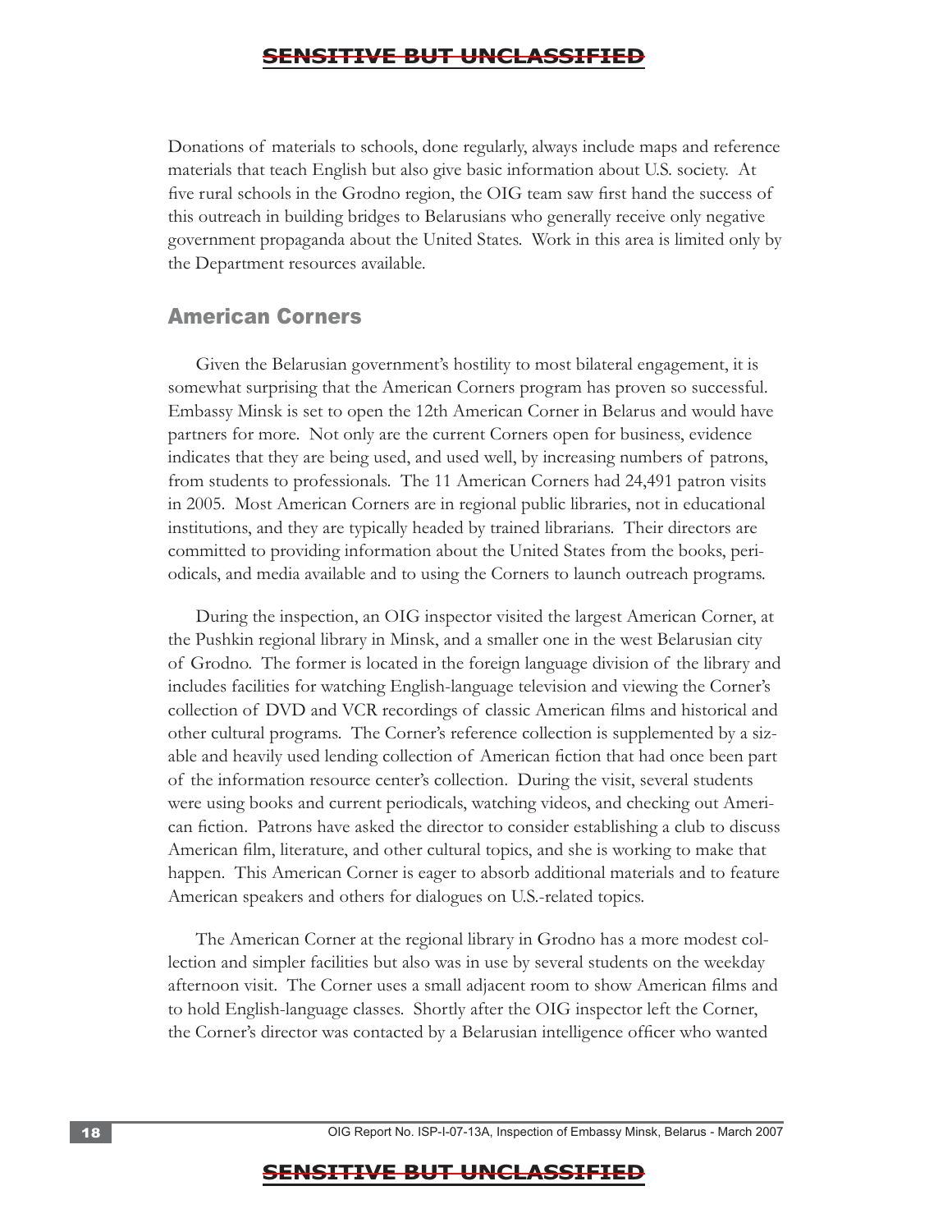Donations of materials to schools, done regularly, always include maps and reference materials that teach English but also give basic information about U.S. society. At five rural schools in the Grodno region, the OIG team saw first hand the success of this outreach in building bridges to Belarusians who generally receive only negative government propaganda about the United States. Work in this area is limited only by the Department resources available.

## American Corners

Given the Belarusian government's hostility to most bilateral engagement, it is somewhat surprising that the American Corners program has proven so successful. Embassy Minsk is set to open the 12th American Corner in Belarus and would have partners for more. Not only are the current Corners open for business, evidence indicates that they are being used, and used well, by increasing numbers of patrons, from students to professionals. The 11 American Corners had 24,491 patron visits in 2005. Most American Corners are in regional public libraries, not in educational institutions, and they are typically headed by trained librarians. Their directors are committed to providing information about the United States from the books, periodicals, and media available and to using the Corners to launch outreach programs.

During the inspection, an OIG inspector visited the largest American Corner, at the Pushkin regional library in Minsk, and a smaller one in the west Belarusian city of Grodno. The former is located in the foreign language division of the library and includes facilities for watching English-language television and viewing the Corner's collection of DVD and VCR recordings of classic American films and historical and other cultural programs. The Corner's reference collection is supplemented by a sizable and heavily used lending collection of American fiction that had once been part of the information resource center's collection. During the visit, several students were using books and current periodicals, watching videos, and checking out American fiction. Patrons have asked the director to consider establishing a club to discuss American film, literature, and other cultural topics, and she is working to make that happen. This American Corner is eager to absorb additional materials and to feature American speakers and others for dialogues on U.S.-related topics.

The American Corner at the regional library in Grodno has a more modest collection and simpler facilities but also was in use by several students on the weekday afternoon visit. The Corner uses a small adjacent room to show American films and to hold English-language classes. Shortly after the OIG inspector left the Corner, the Corner's director was contacted by a Belarusian intelligence officer who wanted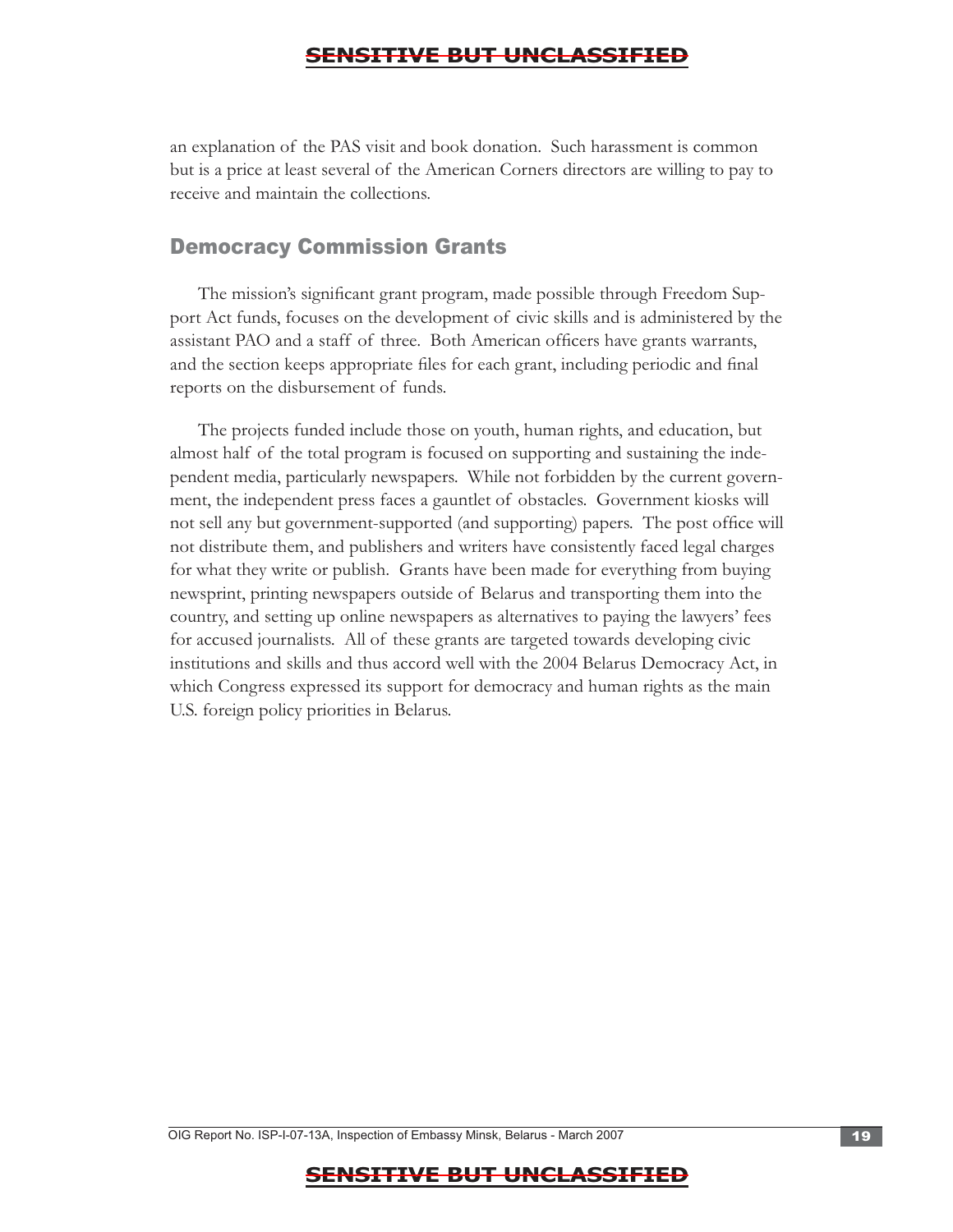an explanation of the PAS visit and book donation. Such harassment is common but is a price at least several of the American Corners directors are willing to pay to receive and maintain the collections.

## Democracy Commission Grants

The mission's significant grant program, made possible through Freedom Support Act funds, focuses on the development of civic skills and is administered by the assistant PAO and a staff of three. Both American officers have grants warrants, and the section keeps appropriate files for each grant, including periodic and final reports on the disbursement of funds.

The projects funded include those on youth, human rights, and education, but almost half of the total program is focused on supporting and sustaining the independent media, particularly newspapers. While not forbidden by the current government, the independent press faces a gauntlet of obstacles. Government kiosks will not sell any but government-supported (and supporting) papers. The post office will not distribute them, and publishers and writers have consistently faced legal charges for what they write or publish. Grants have been made for everything from buying newsprint, printing newspapers outside of Belarus and transporting them into the country, and setting up online newspapers as alternatives to paying the lawyers' fees for accused journalists. All of these grants are targeted towards developing civic institutions and skills and thus accord well with the 2004 Belarus Democracy Act, in which Congress expressed its support for democracy and human rights as the main U.S. foreign policy priorities in Belarus.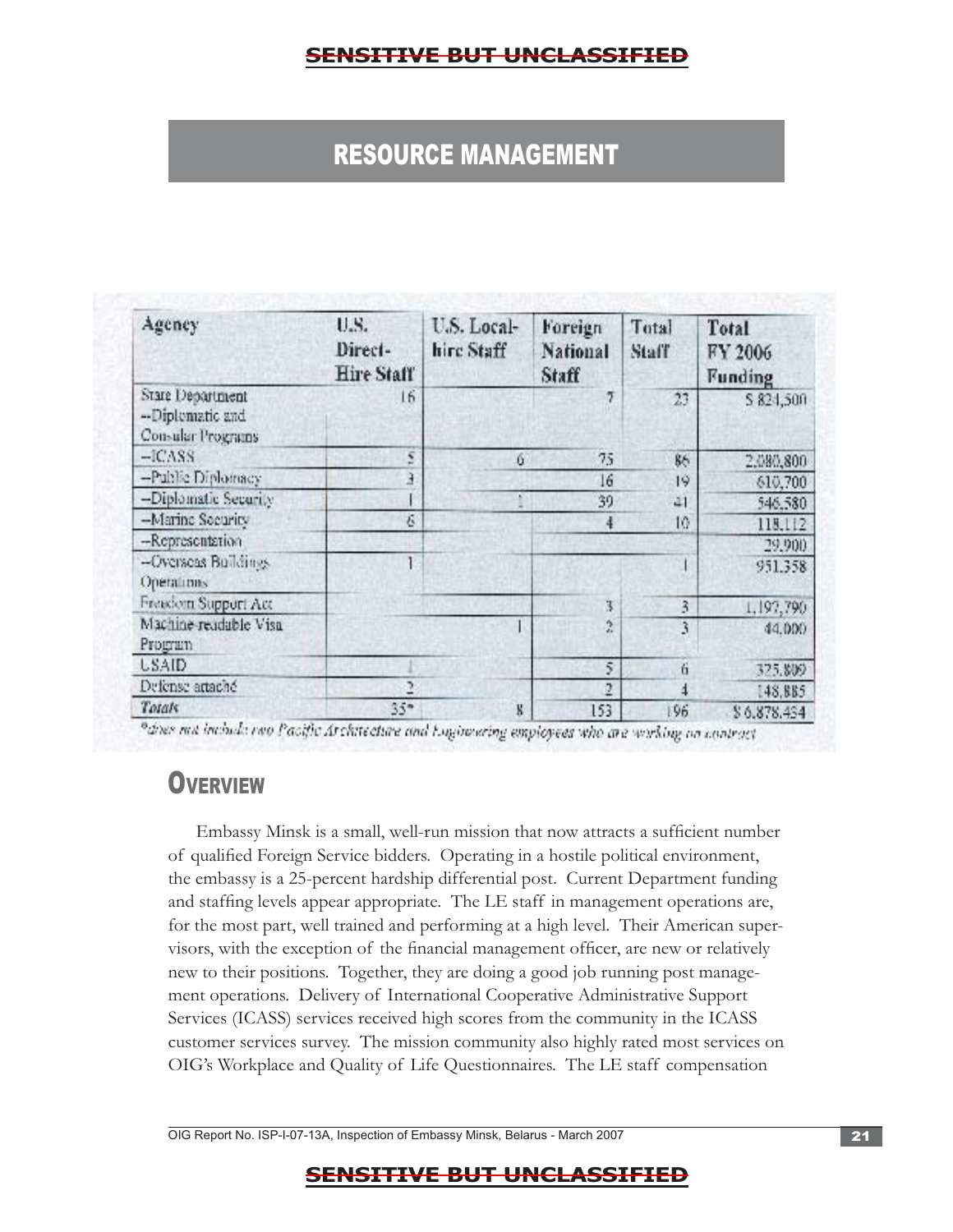# RESOURCE MANAGEMENT

| Agency | U.S. Direct-Hire Staff | U.S. Local-hire Staff | Foreign National Staff | Total Staff | Total FY 2006 Funding |
|---|---|---|---|---|---|
| State Department --Diplomatic and Consular Programs | 16 | | 7 | 23 | $ 824,500 |
| --ICASS | 5 | 6 | 75 | 86 | 2,080,800 |
| --Public Diplomacy | 3 | | 16 | 19 | 610,700 |
| --Diplomatic Security | 1 | 1 | 39 | 41 | 546,580 |
| --Marine Security | 6 | | 4 | 10 | 118,112 |
| --Representation | | | | | 29,900 |
| --Overseas Buildings Operations | 1 | | | 1 | 951,358 |
| Freedom Support Act | | | 3 | 3 | 1,197,790 |
| Machine-readable Visa Program | | 1 | 2 | 3 | 44,000 |
| USAID | 1 | | 5 | 6 | 325,809 |
| Defense attaché | 2 | | 2 | 4 | 148,885 |
| *Totals* | 35* | 8 | 153 | 196 | $ 6,878,434 |

*does not include two Pacific Architecture and Engineering employees who are working on contract

## OVERVIEW

Embassy Minsk is a small, well-run mission that now attracts a sufficient number of qualified Foreign Service bidders. Operating in a hostile political environment, the embassy is a 25-percent hardship differential post. Current Department funding and staffing levels appear appropriate. The LE staff in management operations are, for the most part, well trained and performing at a high level. Their American supervisors, with the exception of the financial management officer, are new or relatively new to their positions. Together, they are doing a good job running post management operations. Delivery of International Cooperative Administrative Support Services (ICASS) services received high scores from the community in the ICASS customer services survey. The mission community also highly rated most services on OIG's Workplace and Quality of Life Questionnaires. The LE staff compensation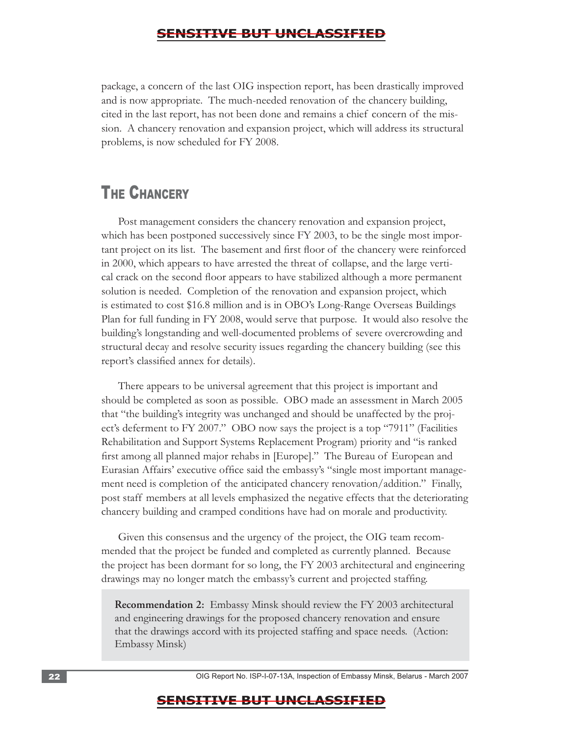package, a concern of the last OIG inspection report, has been drastically improved and is now appropriate. The much-needed renovation of the chancery building, cited in the last report, has not been done and remains a chief concern of the mission. A chancery renovation and expansion project, which will address its structural problems, is now scheduled for FY 2008.

# The Chancery

Post management considers the chancery renovation and expansion project, which has been postponed successively since FY 2003, to be the single most important project on its list. The basement and first floor of the chancery were reinforced in 2000, which appears to have arrested the threat of collapse, and the large vertical crack on the second floor appears to have stabilized although a more permanent solution is needed. Completion of the renovation and expansion project, which is estimated to cost $16.8 million and is in OBO's Long-Range Overseas Buildings Plan for full funding in FY 2008, would serve that purpose. It would also resolve the building's longstanding and well-documented problems of severe overcrowding and structural decay and resolve security issues regarding the chancery building (see this report's classified annex for details).

There appears to be universal agreement that this project is important and should be completed as soon as possible. OBO made an assessment in March 2005 that "the building's integrity was unchanged and should be unaffected by the project's deferment to FY 2007." OBO now says the project is a top "7911" (Facilities Rehabilitation and Support Systems Replacement Program) priority and "is ranked first among all planned major rehabs in [Europe]." The Bureau of European and Eurasian Affairs' executive office said the embassy's "single most important management need is completion of the anticipated chancery renovation/addition." Finally, post staff members at all levels emphasized the negative effects that the deteriorating chancery building and cramped conditions have had on morale and productivity.

Given this consensus and the urgency of the project, the OIG team recommended that the project be funded and completed as currently planned. Because the project has been dormant for so long, the FY 2003 architectural and engineering drawings may no longer match the embassy's current and projected staffing.

**Recommendation 2:** Embassy Minsk should review the FY 2003 architectural and engineering drawings for the proposed chancery renovation and ensure that the drawings accord with its projected staffing and space needs. (Action: Embassy Minsk)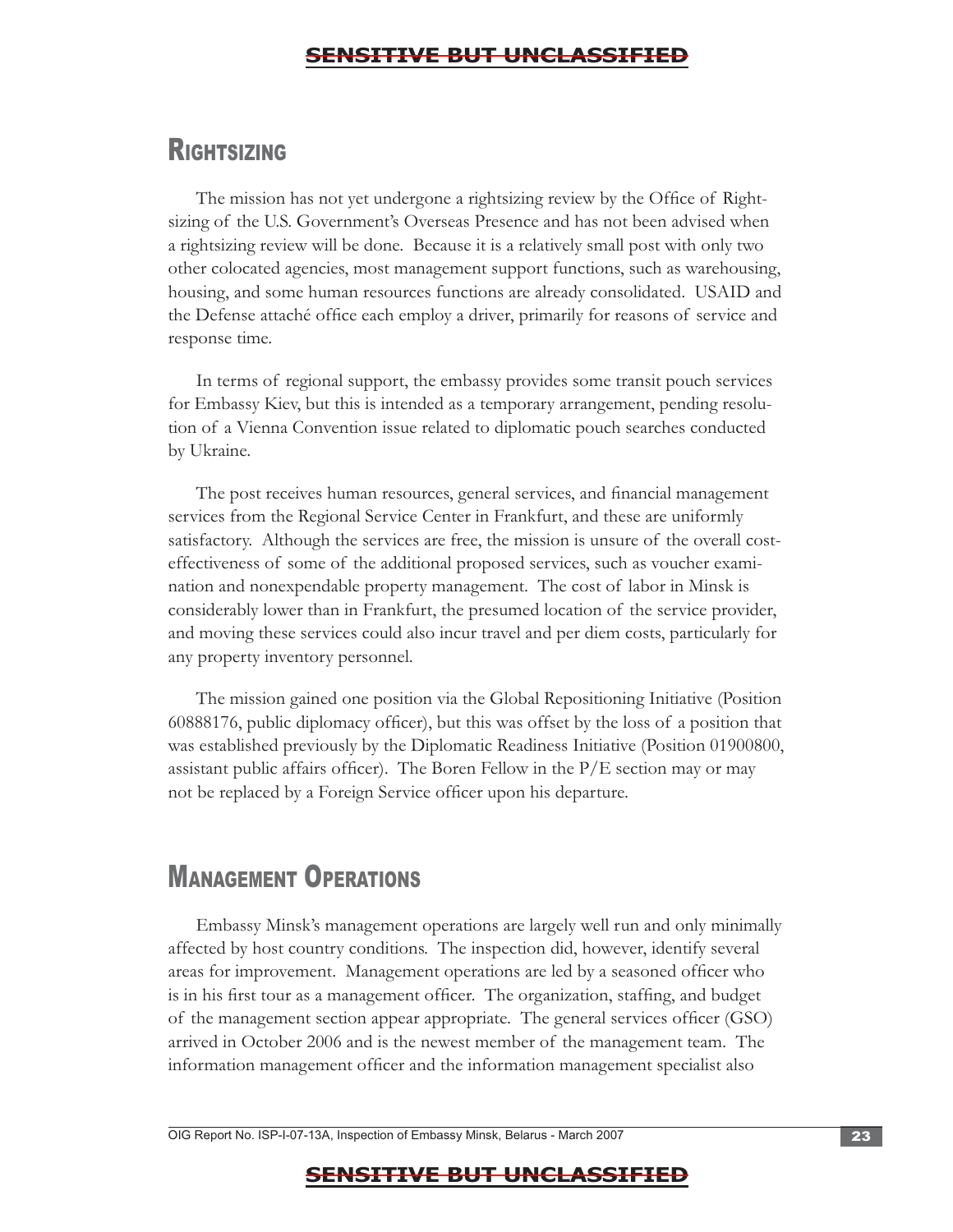## Rightsizing

The mission has not yet undergone a rightsizing review by the Office of Rightsizing of the U.S. Government's Overseas Presence and has not been advised when a rightsizing review will be done. Because it is a relatively small post with only two other colocated agencies, most management support functions, such as warehousing, housing, and some human resources functions are already consolidated. USAID and the Defense attaché office each employ a driver, primarily for reasons of service and response time.

In terms of regional support, the embassy provides some transit pouch services for Embassy Kiev, but this is intended as a temporary arrangement, pending resolution of a Vienna Convention issue related to diplomatic pouch searches conducted by Ukraine.

The post receives human resources, general services, and financial management services from the Regional Service Center in Frankfurt, and these are uniformly satisfactory. Although the services are free, the mission is unsure of the overall cost-effectiveness of some of the additional proposed services, such as voucher examination and nonexpendable property management. The cost of labor in Minsk is considerably lower than in Frankfurt, the presumed location of the service provider, and moving these services could also incur travel and per diem costs, particularly for any property inventory personnel.

The mission gained one position via the Global Repositioning Initiative (Position 60888176, public diplomacy officer), but this was offset by the loss of a position that was established previously by the Diplomatic Readiness Initiative (Position 01900800, assistant public affairs officer). The Boren Fellow in the P/E section may or may not be replaced by a Foreign Service officer upon his departure.

## Management Operations

Embassy Minsk's management operations are largely well run and only minimally affected by host country conditions. The inspection did, however, identify several areas for improvement. Management operations are led by a seasoned officer who is in his first tour as a management officer. The organization, staffing, and budget of the management section appear appropriate. The general services officer (GSO) arrived in October 2006 and is the newest member of the management team. The information management officer and the information management specialist also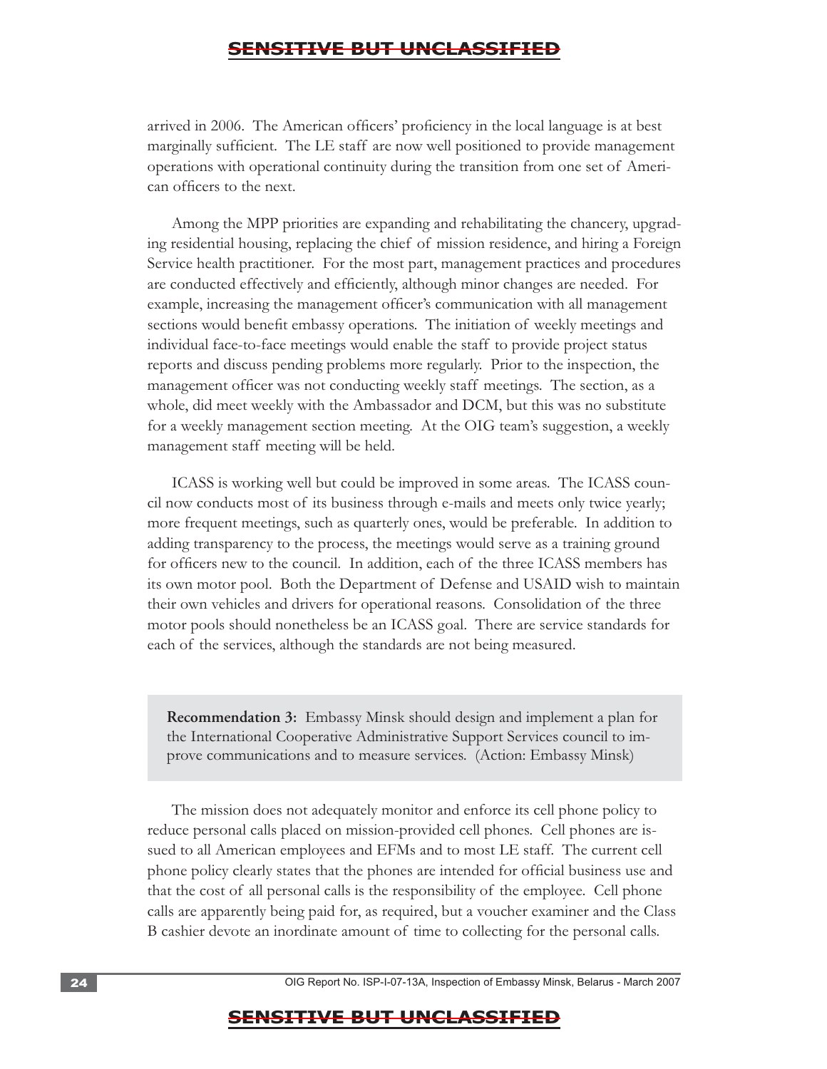arrived in 2006. The American officers' proficiency in the local language is at best marginally sufficient. The LE staff are now well positioned to provide management operations with operational continuity during the transition from one set of American officers to the next.

Among the MPP priorities are expanding and rehabilitating the chancery, upgrading residential housing, replacing the chief of mission residence, and hiring a Foreign Service health practitioner. For the most part, management practices and procedures are conducted effectively and efficiently, although minor changes are needed. For example, increasing the management officer's communication with all management sections would benefit embassy operations. The initiation of weekly meetings and individual face-to-face meetings would enable the staff to provide project status reports and discuss pending problems more regularly. Prior to the inspection, the management officer was not conducting weekly staff meetings. The section, as a whole, did meet weekly with the Ambassador and DCM, but this was no substitute for a weekly management section meeting. At the OIG team's suggestion, a weekly management staff meeting will be held.

ICASS is working well but could be improved in some areas. The ICASS council now conducts most of its business through e-mails and meets only twice yearly; more frequent meetings, such as quarterly ones, would be preferable. In addition to adding transparency to the process, the meetings would serve as a training ground for officers new to the council. In addition, each of the three ICASS members has its own motor pool. Both the Department of Defense and USAID wish to maintain their own vehicles and drivers for operational reasons. Consolidation of the three motor pools should nonetheless be an ICASS goal. There are service standards for each of the services, although the standards are not being measured.

**Recommendation 3:** Embassy Minsk should design and implement a plan for the International Cooperative Administrative Support Services council to improve communications and to measure services. (Action: Embassy Minsk)

The mission does not adequately monitor and enforce its cell phone policy to reduce personal calls placed on mission-provided cell phones. Cell phones are issued to all American employees and EFMs and to most LE staff. The current cell phone policy clearly states that the phones are intended for official business use and that the cost of all personal calls is the responsibility of the employee. Cell phone calls are apparently being paid for, as required, but a voucher examiner and the Class B cashier devote an inordinate amount of time to collecting for the personal calls.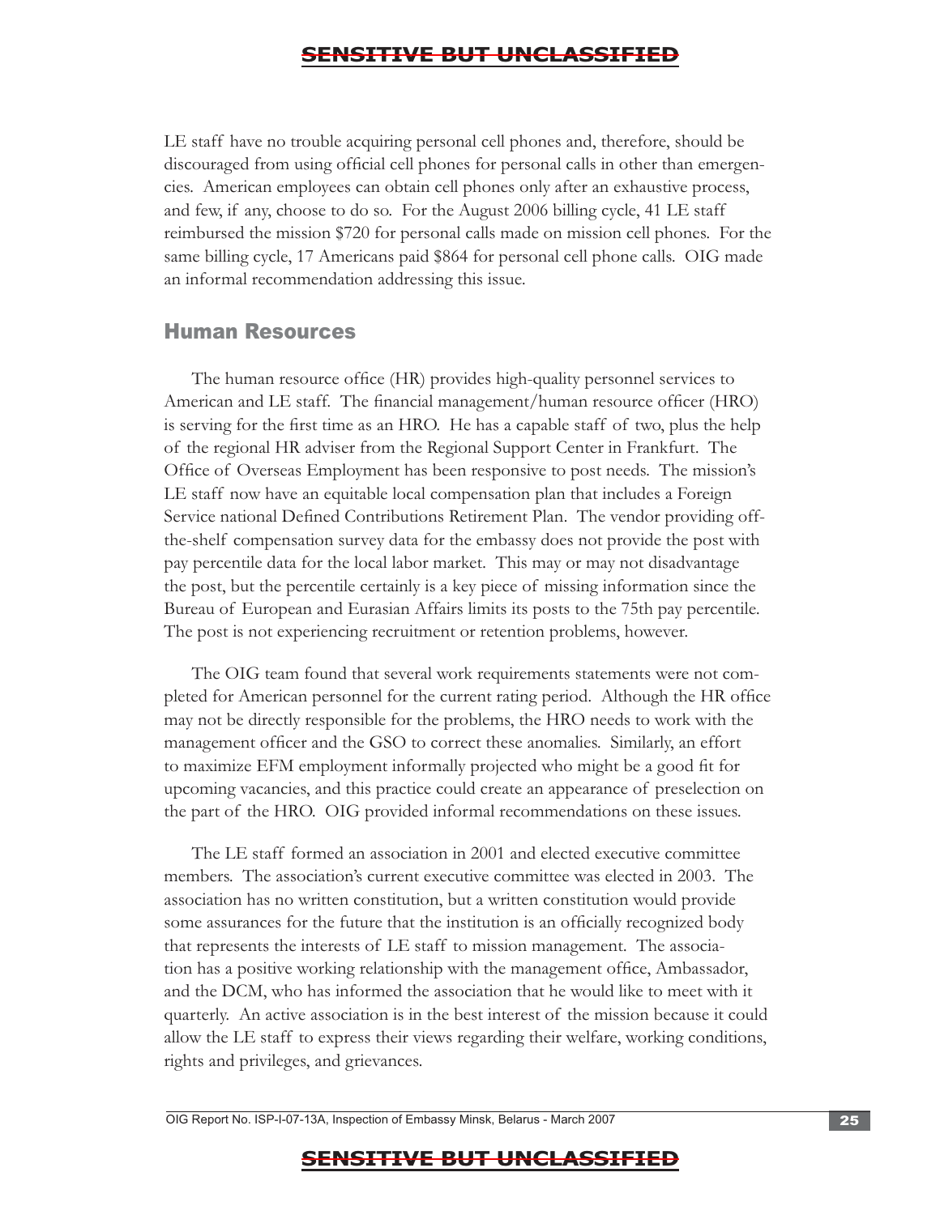LE staff have no trouble acquiring personal cell phones and, therefore, should be discouraged from using official cell phones for personal calls in other than emergencies. American employees can obtain cell phones only after an exhaustive process, and few, if any, choose to do so. For the August 2006 billing cycle, 41 LE staff reimbursed the mission $720 for personal calls made on mission cell phones. For the same billing cycle, 17 Americans paid $864 for personal cell phone calls. OIG made an informal recommendation addressing this issue.

## Human Resources

The human resource office (HR) provides high-quality personnel services to American and LE staff. The financial management/human resource officer (HRO) is serving for the first time as an HRO. He has a capable staff of two, plus the help of the regional HR adviser from the Regional Support Center in Frankfurt. The Office of Overseas Employment has been responsive to post needs. The mission's LE staff now have an equitable local compensation plan that includes a Foreign Service national Defined Contributions Retirement Plan. The vendor providing off-the-shelf compensation survey data for the embassy does not provide the post with pay percentile data for the local labor market. This may or may not disadvantage the post, but the percentile certainly is a key piece of missing information since the Bureau of European and Eurasian Affairs limits its posts to the 75th pay percentile. The post is not experiencing recruitment or retention problems, however.

The OIG team found that several work requirements statements were not completed for American personnel for the current rating period. Although the HR office may not be directly responsible for the problems, the HRO needs to work with the management officer and the GSO to correct these anomalies. Similarly, an effort to maximize EFM employment informally projected who might be a good fit for upcoming vacancies, and this practice could create an appearance of preselection on the part of the HRO. OIG provided informal recommendations on these issues.

The LE staff formed an association in 2001 and elected executive committee members. The association's current executive committee was elected in 2003. The association has no written constitution, but a written constitution would provide some assurances for the future that the institution is an officially recognized body that represents the interests of LE staff to mission management. The association has a positive working relationship with the management office, Ambassador, and the DCM, who has informed the association that he would like to meet with it quarterly. An active association is in the best interest of the mission because it could allow the LE staff to express their views regarding their welfare, working conditions, rights and privileges, and grievances.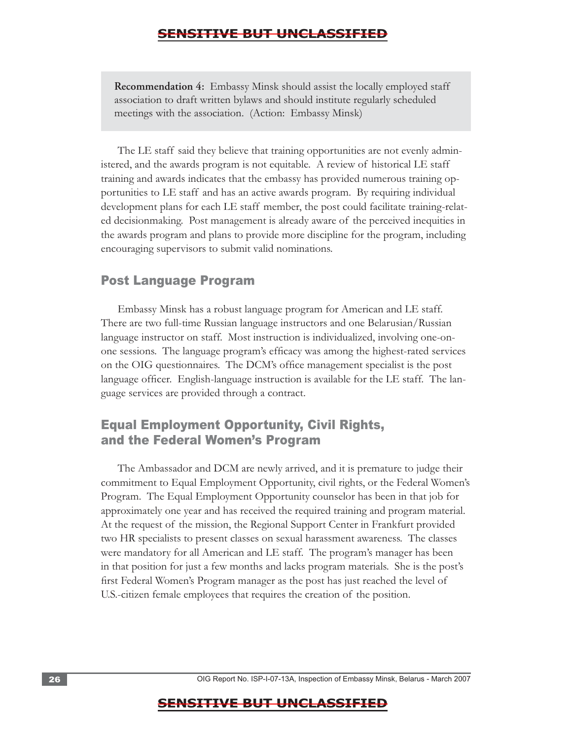**Recommendation 4:** Embassy Minsk should assist the locally employed staff association to draft written bylaws and should institute regularly scheduled meetings with the association. (Action: Embassy Minsk)

The LE staff said they believe that training opportunities are not evenly administered, and the awards program is not equitable. A review of historical LE staff training and awards indicates that the embassy has provided numerous training opportunities to LE staff and has an active awards program. By requiring individual development plans for each LE staff member, the post could facilitate training-related decisionmaking. Post management is already aware of the perceived inequities in the awards program and plans to provide more discipline for the program, including encouraging supervisors to submit valid nominations.

## Post Language Program

Embassy Minsk has a robust language program for American and LE staff. There are two full-time Russian language instructors and one Belarusian/Russian language instructor on staff. Most instruction is individualized, involving one-on-one sessions. The language program's efficacy was among the highest-rated services on the OIG questionnaires. The DCM's office management specialist is the post language officer. English-language instruction is available for the LE staff. The language services are provided through a contract.

## Equal Employment Opportunity, Civil Rights, and the Federal Women's Program

The Ambassador and DCM are newly arrived, and it is premature to judge their commitment to Equal Employment Opportunity, civil rights, or the Federal Women's Program. The Equal Employment Opportunity counselor has been in that job for approximately one year and has received the required training and program material. At the request of the mission, the Regional Support Center in Frankfurt provided two HR specialists to present classes on sexual harassment awareness. The classes were mandatory for all American and LE staff. The program's manager has been in that position for just a few months and lacks program materials. She is the post's first Federal Women's Program manager as the post has just reached the level of U.S.-citizen female employees that requires the creation of the position.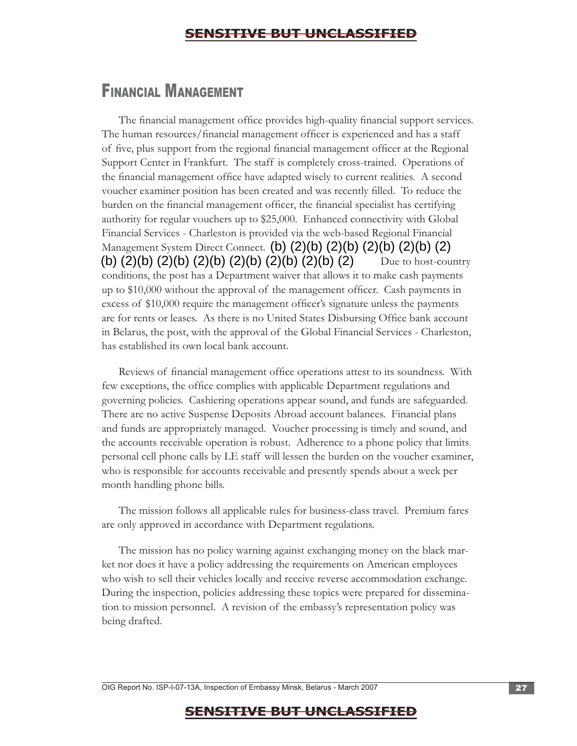# Financial Management

The financial management office provides high-quality financial support services. The human resources/financial management officer is experienced and has a staff of five, plus support from the regional financial management officer at the Regional Support Center in Frankfurt. The staff is completely cross-trained. Operations of the financial management office have adapted wisely to current realities. A second voucher examiner position has been created and was recently filled. To reduce the burden on the financial management officer, the financial specialist has certifying authority for regular vouchers up to $25,000. Enhanced connectivity with Global Financial Services - Charleston is provided via the web-based Regional Financial Management System Direct Connect. (b) (2)(b) (2)(b) (2)(b) (2)(b) (2)(b) (2)(b) (2)(b) (2)(b) (2)(b) (2)(b) (2)(b) (2) Due to host-country conditions, the post has a Department waiver that allows it to make cash payments up to $10,000 without the approval of the management officer. Cash payments in excess of $10,000 require the management officer's signature unless the payments are for rents or leases. As there is no United States Disbursing Office bank account in Belarus, the post, with the approval of the Global Financial Services - Charleston, has established its own local bank account.

Reviews of financial management office operations attest to its soundness. With few exceptions, the office complies with applicable Department regulations and governing policies. Cashiering operations appear sound, and funds are safeguarded. There are no active Suspense Deposits Abroad account balances. Financial plans and funds are appropriately managed. Voucher processing is timely and sound, and the accounts receivable operation is robust. Adherence to a phone policy that limits personal cell phone calls by LE staff will lessen the burden on the voucher examiner, who is responsible for accounts receivable and presently spends about a week per month handling phone bills.

The mission follows all applicable rules for business-class travel. Premium fares are only approved in accordance with Department regulations.

The mission has no policy warning against exchanging money on the black market nor does it have a policy addressing the requirements on American employees who wish to sell their vehicles locally and receive reverse accommodation exchange. During the inspection, policies addressing these topics were prepared for dissemination to mission personnel. A revision of the embassy's representation policy was being drafted.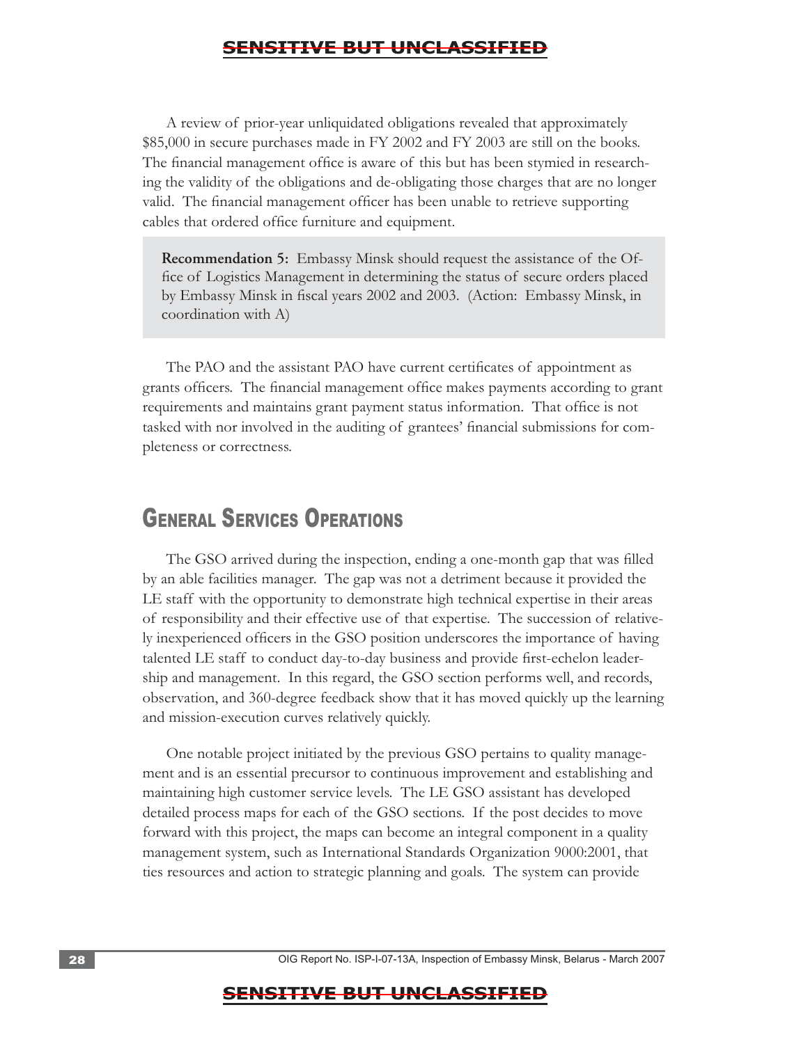A review of prior-year unliquidated obligations revealed that approximately $85,000 in secure purchases made in FY 2002 and FY 2003 are still on the books. The financial management office is aware of this but has been stymied in researching the validity of the obligations and de-obligating those charges that are no longer valid. The financial management officer has been unable to retrieve supporting cables that ordered office furniture and equipment.

> **Recommendation 5:** Embassy Minsk should request the assistance of the Office of Logistics Management in determining the status of secure orders placed by Embassy Minsk in fiscal years 2002 and 2003. (Action: Embassy Minsk, in coordination with A)

The PAO and the assistant PAO have current certificates of appointment as grants officers. The financial management office makes payments according to grant requirements and maintains grant payment status information. That office is not tasked with nor involved in the auditing of grantees' financial submissions for completeness or correctness.

## General Services Operations

The GSO arrived during the inspection, ending a one-month gap that was filled by an able facilities manager. The gap was not a detriment because it provided the LE staff with the opportunity to demonstrate high technical expertise in their areas of responsibility and their effective use of that expertise. The succession of relatively inexperienced officers in the GSO position underscores the importance of having talented LE staff to conduct day-to-day business and provide first-echelon leadership and management. In this regard, the GSO section performs well, and records, observation, and 360-degree feedback show that it has moved quickly up the learning and mission-execution curves relatively quickly.

One notable project initiated by the previous GSO pertains to quality management and is an essential precursor to continuous improvement and establishing and maintaining high customer service levels. The LE GSO assistant has developed detailed process maps for each of the GSO sections. If the post decides to move forward with this project, the maps can become an integral component in a quality management system, such as International Standards Organization 9000:2001, that ties resources and action to strategic planning and goals. The system can provide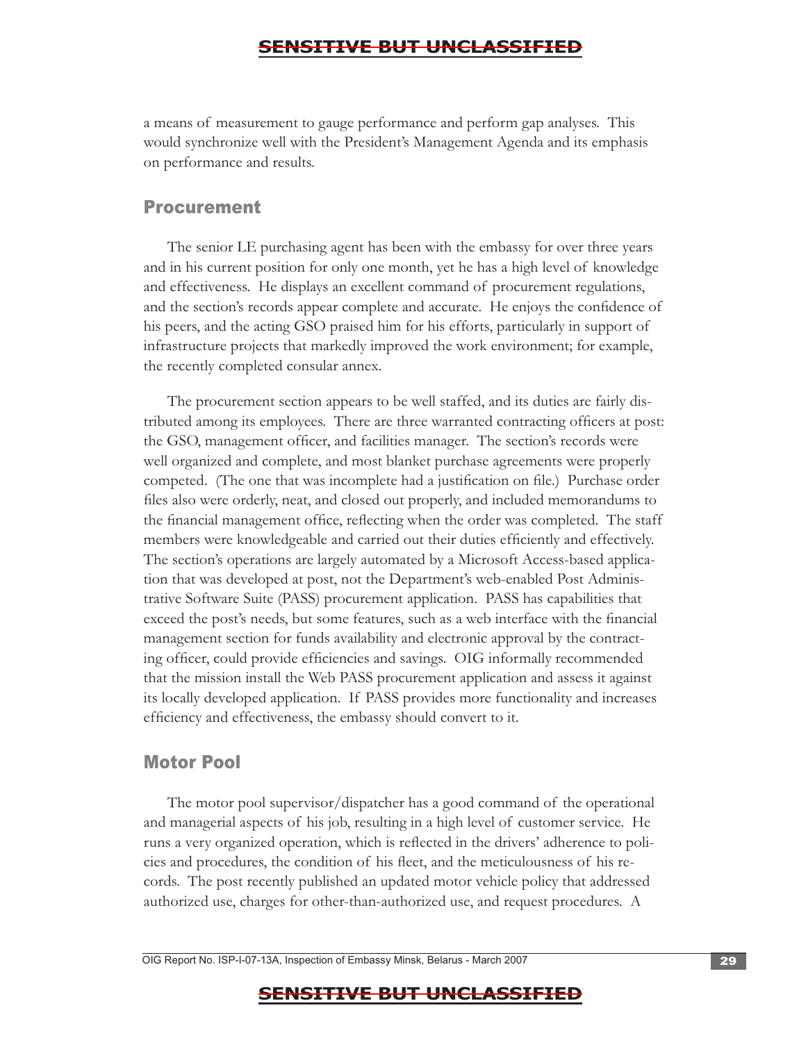a means of measurement to gauge performance and perform gap analyses. This would synchronize well with the President's Management Agenda and its emphasis on performance and results.

## Procurement

The senior LE purchasing agent has been with the embassy for over three years and in his current position for only one month, yet he has a high level of knowledge and effectiveness. He displays an excellent command of procurement regulations, and the section's records appear complete and accurate. He enjoys the confidence of his peers, and the acting GSO praised him for his efforts, particularly in support of infrastructure projects that markedly improved the work environment; for example, the recently completed consular annex.

The procurement section appears to be well staffed, and its duties are fairly distributed among its employees. There are three warranted contracting officers at post: the GSO, management officer, and facilities manager. The section's records were well organized and complete, and most blanket purchase agreements were properly competed. (The one that was incomplete had a justification on file.) Purchase order files also were orderly, neat, and closed out properly, and included memorandums to the financial management office, reflecting when the order was completed. The staff members were knowledgeable and carried out their duties efficiently and effectively. The section's operations are largely automated by a Microsoft Access-based application that was developed at post, not the Department's web-enabled Post Administrative Software Suite (PASS) procurement application. PASS has capabilities that exceed the post's needs, but some features, such as a web interface with the financial management section for funds availability and electronic approval by the contracting officer, could provide efficiencies and savings. OIG informally recommended that the mission install the Web PASS procurement application and assess it against its locally developed application. If PASS provides more functionality and increases efficiency and effectiveness, the embassy should convert to it.

## Motor Pool

The motor pool supervisor/dispatcher has a good command of the operational and managerial aspects of his job, resulting in a high level of customer service. He runs a very organized operation, which is reflected in the drivers' adherence to policies and procedures, the condition of his fleet, and the meticulousness of his records. The post recently published an updated motor vehicle policy that addressed authorized use, charges for other-than-authorized use, and request procedures. A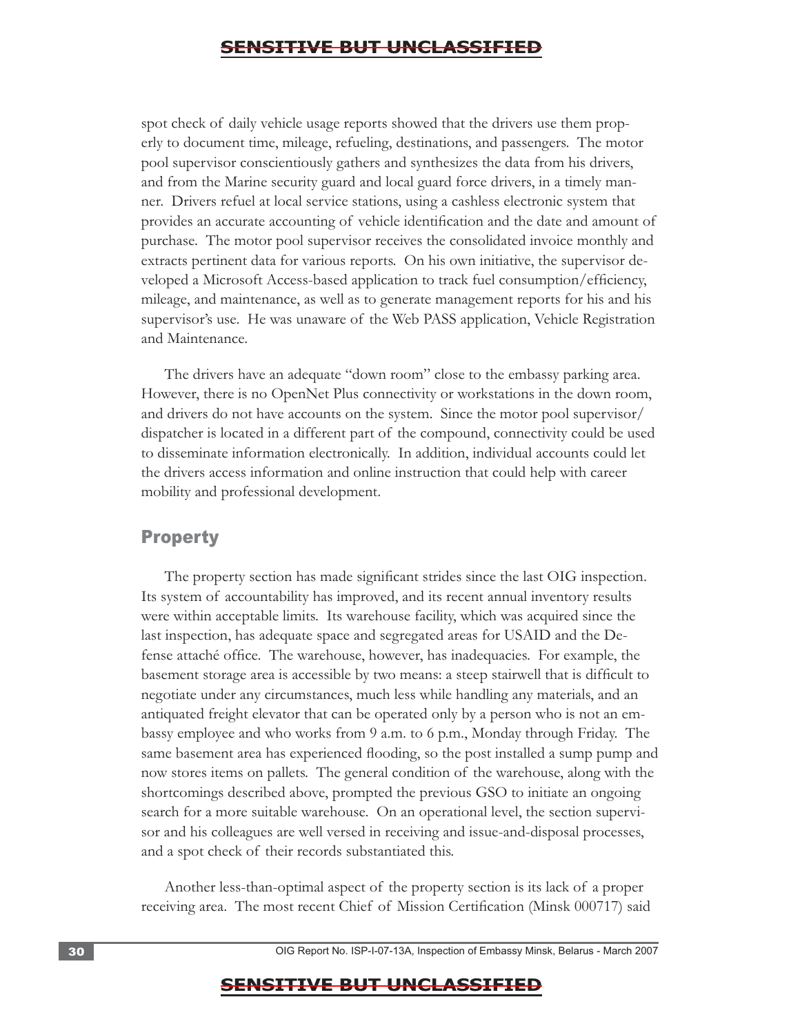spot check of daily vehicle usage reports showed that the drivers use them properly to document time, mileage, refueling, destinations, and passengers. The motor pool supervisor conscientiously gathers and synthesizes the data from his drivers, and from the Marine security guard and local guard force drivers, in a timely manner. Drivers refuel at local service stations, using a cashless electronic system that provides an accurate accounting of vehicle identification and the date and amount of purchase. The motor pool supervisor receives the consolidated invoice monthly and extracts pertinent data for various reports. On his own initiative, the supervisor developed a Microsoft Access-based application to track fuel consumption/efficiency, mileage, and maintenance, as well as to generate management reports for his and his supervisor's use. He was unaware of the Web PASS application, Vehicle Registration and Maintenance.

The drivers have an adequate "down room" close to the embassy parking area. However, there is no OpenNet Plus connectivity or workstations in the down room, and drivers do not have accounts on the system. Since the motor pool supervisor/dispatcher is located in a different part of the compound, connectivity could be used to disseminate information electronically. In addition, individual accounts could let the drivers access information and online instruction that could help with career mobility and professional development.

## Property

The property section has made significant strides since the last OIG inspection. Its system of accountability has improved, and its recent annual inventory results were within acceptable limits. Its warehouse facility, which was acquired since the last inspection, has adequate space and segregated areas for USAID and the Defense attaché office. The warehouse, however, has inadequacies. For example, the basement storage area is accessible by two means: a steep stairwell that is difficult to negotiate under any circumstances, much less while handling any materials, and an antiquated freight elevator that can be operated only by a person who is not an embassy employee and who works from 9 a.m. to 6 p.m., Monday through Friday. The same basement area has experienced flooding, so the post installed a sump pump and now stores items on pallets. The general condition of the warehouse, along with the shortcomings described above, prompted the previous GSO to initiate an ongoing search for a more suitable warehouse. On an operational level, the section supervisor and his colleagues are well versed in receiving and issue-and-disposal processes, and a spot check of their records substantiated this.

Another less-than-optimal aspect of the property section is its lack of a proper receiving area. The most recent Chief of Mission Certification (Minsk 000717) said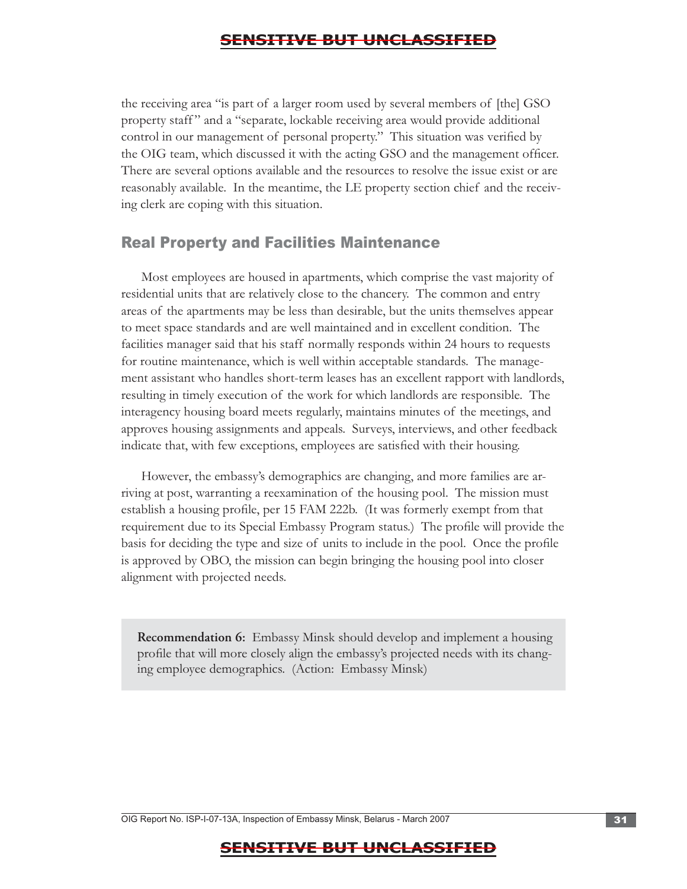the receiving area "is part of a larger room used by several members of [the] GSO property staff" and a "separate, lockable receiving area would provide additional control in our management of personal property." This situation was verified by the OIG team, which discussed it with the acting GSO and the management officer. There are several options available and the resources to resolve the issue exist or are reasonably available. In the meantime, the LE property section chief and the receiving clerk are coping with this situation.

## Real Property and Facilities Maintenance

Most employees are housed in apartments, which comprise the vast majority of residential units that are relatively close to the chancery. The common and entry areas of the apartments may be less than desirable, but the units themselves appear to meet space standards and are well maintained and in excellent condition. The facilities manager said that his staff normally responds within 24 hours to requests for routine maintenance, which is well within acceptable standards. The management assistant who handles short-term leases has an excellent rapport with landlords, resulting in timely execution of the work for which landlords are responsible. The interagency housing board meets regularly, maintains minutes of the meetings, and approves housing assignments and appeals. Surveys, interviews, and other feedback indicate that, with few exceptions, employees are satisfied with their housing.

However, the embassy's demographics are changing, and more families are arriving at post, warranting a reexamination of the housing pool. The mission must establish a housing profile, per 15 FAM 222b. (It was formerly exempt from that requirement due to its Special Embassy Program status.) The profile will provide the basis for deciding the type and size of units to include in the pool. Once the profile is approved by OBO, the mission can begin bringing the housing pool into closer alignment with projected needs.

**Recommendation 6:** Embassy Minsk should develop and implement a housing profile that will more closely align the embassy's projected needs with its changing employee demographics. (Action: Embassy Minsk)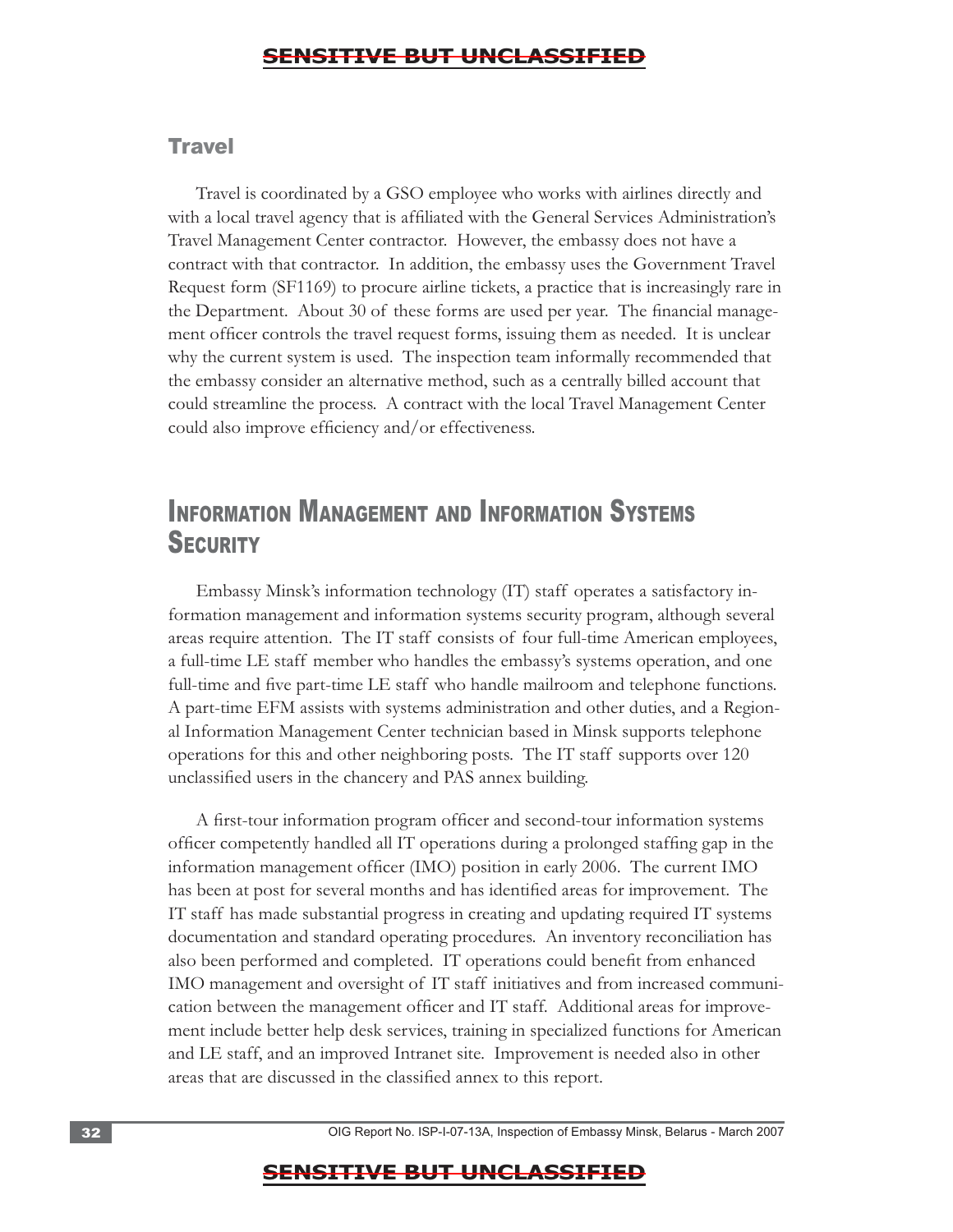## Travel

Travel is coordinated by a GSO employee who works with airlines directly and with a local travel agency that is affiliated with the General Services Administration's Travel Management Center contractor. However, the embassy does not have a contract with that contractor. In addition, the embassy uses the Government Travel Request form (SF1169) to procure airline tickets, a practice that is increasingly rare in the Department. About 30 of these forms are used per year. The financial management officer controls the travel request forms, issuing them as needed. It is unclear why the current system is used. The inspection team informally recommended that the embassy consider an alternative method, such as a centrally billed account that could streamline the process. A contract with the local Travel Management Center could also improve efficiency and/or effectiveness.

# Information Management and Information Systems Security

Embassy Minsk's information technology (IT) staff operates a satisfactory information management and information systems security program, although several areas require attention. The IT staff consists of four full-time American employees, a full-time LE staff member who handles the embassy's systems operation, and one full-time and five part-time LE staff who handle mailroom and telephone functions. A part-time EFM assists with systems administration and other duties, and a Regional Information Management Center technician based in Minsk supports telephone operations for this and other neighboring posts. The IT staff supports over 120 unclassified users in the chancery and PAS annex building.

A first-tour information program officer and second-tour information systems officer competently handled all IT operations during a prolonged staffing gap in the information management officer (IMO) position in early 2006. The current IMO has been at post for several months and has identified areas for improvement. The IT staff has made substantial progress in creating and updating required IT systems documentation and standard operating procedures. An inventory reconciliation has also been performed and completed. IT operations could benefit from enhanced IMO management and oversight of IT staff initiatives and from increased communication between the management officer and IT staff. Additional areas for improvement include better help desk services, training in specialized functions for American and LE staff, and an improved Intranet site. Improvement is needed also in other areas that are discussed in the classified annex to this report.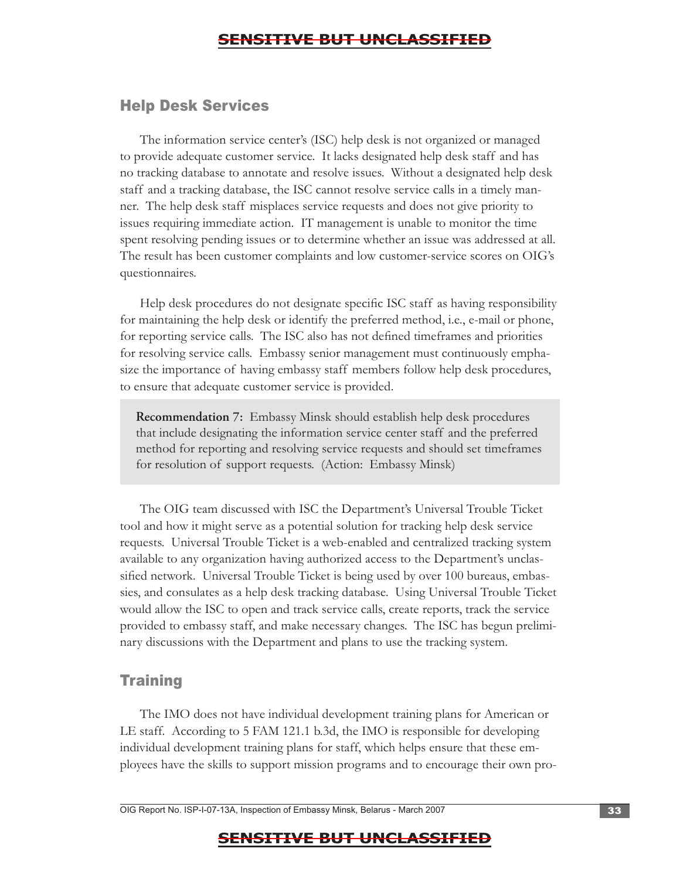## Help Desk Services

The information service center's (ISC) help desk is not organized or managed to provide adequate customer service. It lacks designated help desk staff and has no tracking database to annotate and resolve issues. Without a designated help desk staff and a tracking database, the ISC cannot resolve service calls in a timely manner. The help desk staff misplaces service requests and does not give priority to issues requiring immediate action. IT management is unable to monitor the time spent resolving pending issues or to determine whether an issue was addressed at all. The result has been customer complaints and low customer-service scores on OIG's questionnaires.

Help desk procedures do not designate specific ISC staff as having responsibility for maintaining the help desk or identify the preferred method, i.e., e-mail or phone, for reporting service calls. The ISC also has not defined timeframes and priorities for resolving service calls. Embassy senior management must continuously emphasize the importance of having embassy staff members follow help desk procedures, to ensure that adequate customer service is provided.

> **Recommendation 7:** Embassy Minsk should establish help desk procedures that include designating the information service center staff and the preferred method for reporting and resolving service requests and should set timeframes for resolution of support requests. (Action: Embassy Minsk)

The OIG team discussed with ISC the Department's Universal Trouble Ticket tool and how it might serve as a potential solution for tracking help desk service requests. Universal Trouble Ticket is a web-enabled and centralized tracking system available to any organization having authorized access to the Department's unclassified network. Universal Trouble Ticket is being used by over 100 bureaus, embassies, and consulates as a help desk tracking database. Using Universal Trouble Ticket would allow the ISC to open and track service calls, create reports, track the service provided to embassy staff, and make necessary changes. The ISC has begun preliminary discussions with the Department and plans to use the tracking system.

## Training

The IMO does not have individual development training plans for American or LE staff. According to 5 FAM 121.1 b.3d, the IMO is responsible for developing individual development training plans for staff, which helps ensure that these employees have the skills to support mission programs and to encourage their own pro-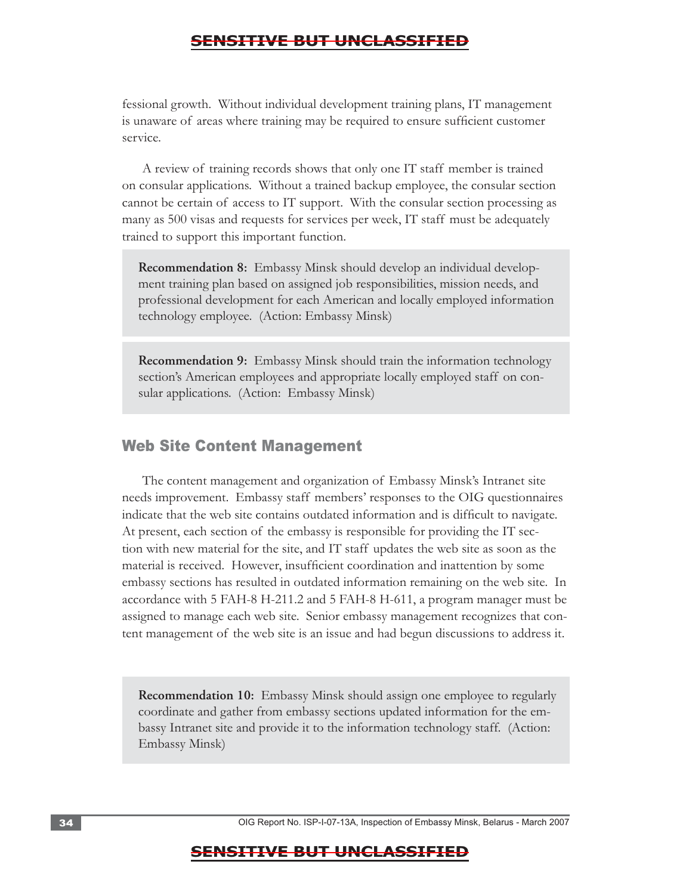fessional growth. Without individual development training plans, IT management is unaware of areas where training may be required to ensure sufficient customer service.

A review of training records shows that only one IT staff member is trained on consular applications. Without a trained backup employee, the consular section cannot be certain of access to IT support. With the consular section processing as many as 500 visas and requests for services per week, IT staff must be adequately trained to support this important function.

> **Recommendation 8:** Embassy Minsk should develop an individual development training plan based on assigned job responsibilities, mission needs, and professional development for each American and locally employed information technology employee. (Action: Embassy Minsk)

> **Recommendation 9:** Embassy Minsk should train the information technology section's American employees and appropriate locally employed staff on consular applications. (Action: Embassy Minsk)

## Web Site Content Management

The content management and organization of Embassy Minsk's Intranet site needs improvement. Embassy staff members' responses to the OIG questionnaires indicate that the web site contains outdated information and is difficult to navigate. At present, each section of the embassy is responsible for providing the IT section with new material for the site, and IT staff updates the web site as soon as the material is received. However, insufficient coordination and inattention by some embassy sections has resulted in outdated information remaining on the web site. In accordance with 5 FAH-8 H-211.2 and 5 FAH-8 H-611, a program manager must be assigned to manage each web site. Senior embassy management recognizes that content management of the web site is an issue and had begun discussions to address it.

> **Recommendation 10:** Embassy Minsk should assign one employee to regularly coordinate and gather from embassy sections updated information for the embassy Intranet site and provide it to the information technology staff. (Action: Embassy Minsk)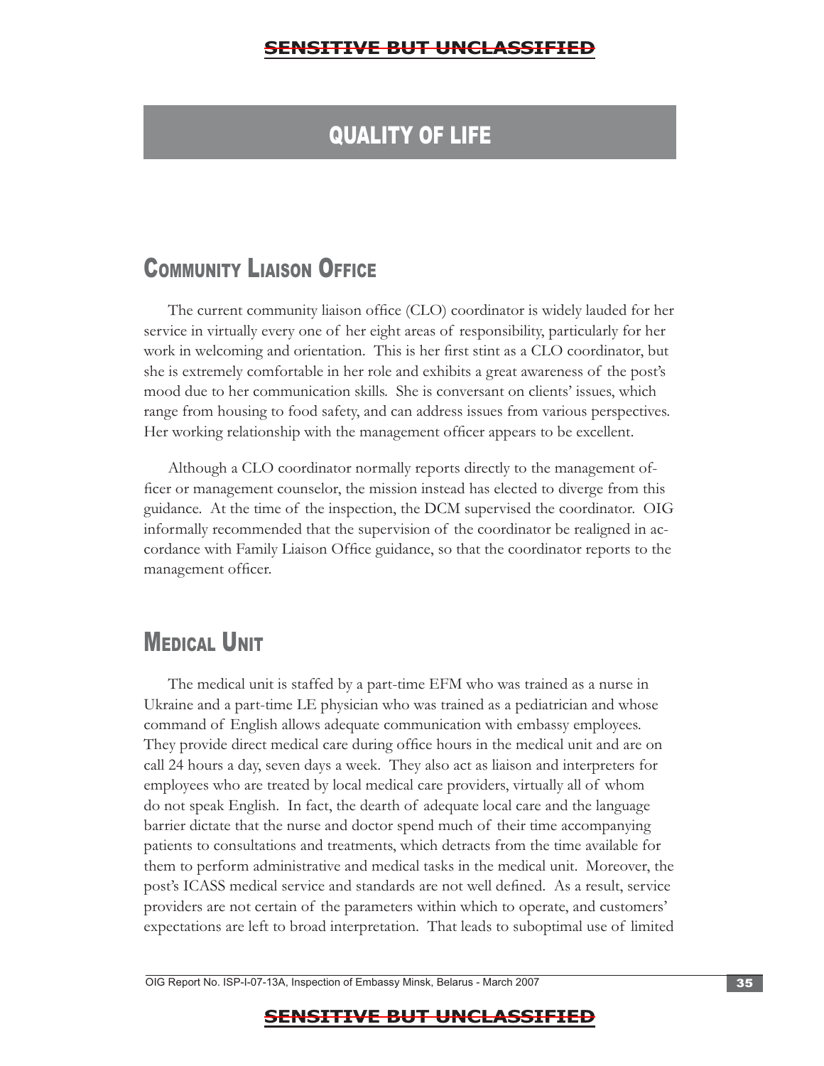# QUALITY OF LIFE

## Community Liaison Office

The current community liaison office (CLO) coordinator is widely lauded for her service in virtually every one of her eight areas of responsibility, particularly for her work in welcoming and orientation. This is her first stint as a CLO coordinator, but she is extremely comfortable in her role and exhibits a great awareness of the post's mood due to her communication skills. She is conversant on clients' issues, which range from housing to food safety, and can address issues from various perspectives. Her working relationship with the management officer appears to be excellent.

Although a CLO coordinator normally reports directly to the management officer or management counselor, the mission instead has elected to diverge from this guidance. At the time of the inspection, the DCM supervised the coordinator. OIG informally recommended that the supervision of the coordinator be realigned in accordance with Family Liaison Office guidance, so that the coordinator reports to the management officer.

## Medical Unit

The medical unit is staffed by a part-time EFM who was trained as a nurse in Ukraine and a part-time LE physician who was trained as a pediatrician and whose command of English allows adequate communication with embassy employees. They provide direct medical care during office hours in the medical unit and are on call 24 hours a day, seven days a week. They also act as liaison and interpreters for employees who are treated by local medical care providers, virtually all of whom do not speak English. In fact, the dearth of adequate local care and the language barrier dictate that the nurse and doctor spend much of their time accompanying patients to consultations and treatments, which detracts from the time available for them to perform administrative and medical tasks in the medical unit. Moreover, the post's ICASS medical service and standards are not well defined. As a result, service providers are not certain of the parameters within which to operate, and customers' expectations are left to broad interpretation. That leads to suboptimal use of limited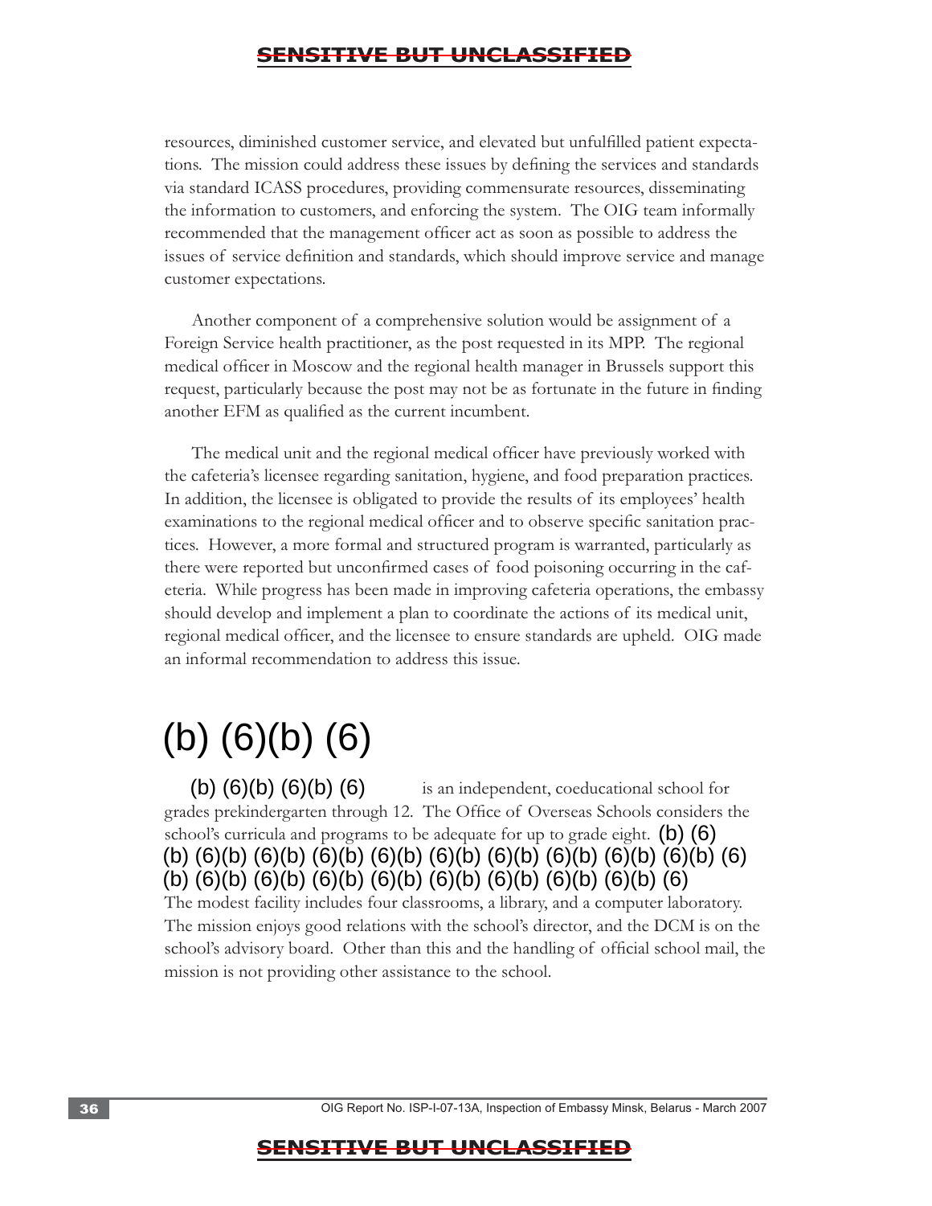resources, diminished customer service, and elevated but unfulfilled patient expectations. The mission could address these issues by defining the services and standards via standard ICASS procedures, providing commensurate resources, disseminating the information to customers, and enforcing the system. The OIG team informally recommended that the management officer act as soon as possible to address the issues of service definition and standards, which should improve service and manage customer expectations.

Another component of a comprehensive solution would be assignment of a Foreign Service health practitioner, as the post requested in its MPP. The regional medical officer in Moscow and the regional health manager in Brussels support this request, particularly because the post may not be as fortunate in the future in finding another EFM as qualified as the current incumbent.

The medical unit and the regional medical officer have previously worked with the cafeteria's licensee regarding sanitation, hygiene, and food preparation practices. In addition, the licensee is obligated to provide the results of its employees' health examinations to the regional medical officer and to observe specific sanitation practices. However, a more formal and structured program is warranted, particularly as there were reported but unconfirmed cases of food poisoning occurring in the cafeteria. While progress has been made in improving cafeteria operations, the embassy should develop and implement a plan to coordinate the actions of its medical unit, regional medical officer, and the licensee to ensure standards are upheld. OIG made an informal recommendation to address this issue.

# (b) (6)(b) (6)

(b) (6)(b) (6)(b) (6) is an independent, coeducational school for grades prekindergarten through 12. The Office of Overseas Schools considers the school's curricula and programs to be adequate for up to grade eight. (b) (6) (b) (6)(b) (6)(b) (6)(b) (6)(b) (6)(b) (6)(b) (6)(b) (6)(b) (6)(b) (6) (b) (6)(b) (6)(b) (6)(b) (6)(b) (6)(b) (6)(b) (6)(b) (6)(b) (6) The modest facility includes four classrooms, a library, and a computer laboratory. The mission enjoys good relations with the school's director, and the DCM is on the school's advisory board. Other than this and the handling of official school mail, the mission is not providing other assistance to the school.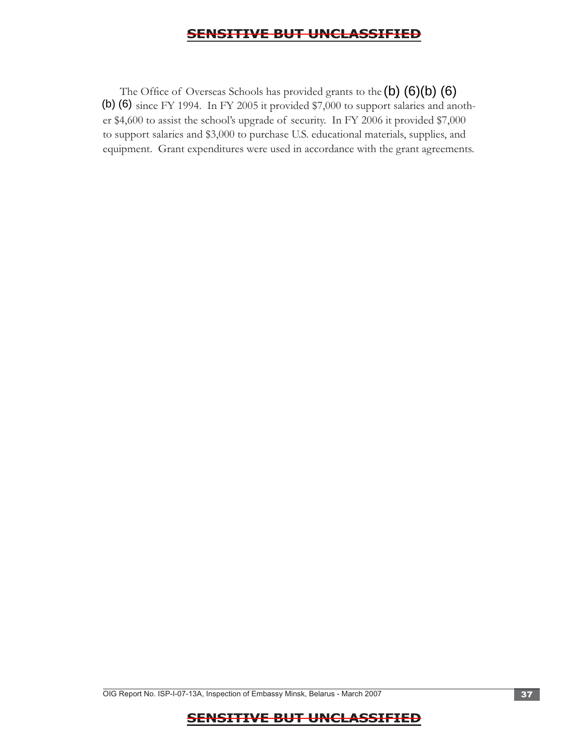The Office of Overseas Schools has provided grants to the (b) (6)(b) (6) (b) (6) since FY 1994. In FY 2005 it provided $7,000 to support salaries and another $4,600 to assist the school's upgrade of security. In FY 2006 it provided $7,000 to support salaries and $3,000 to purchase U.S. educational materials, supplies, and equipment. Grant expenditures were used in accordance with the grant agreements.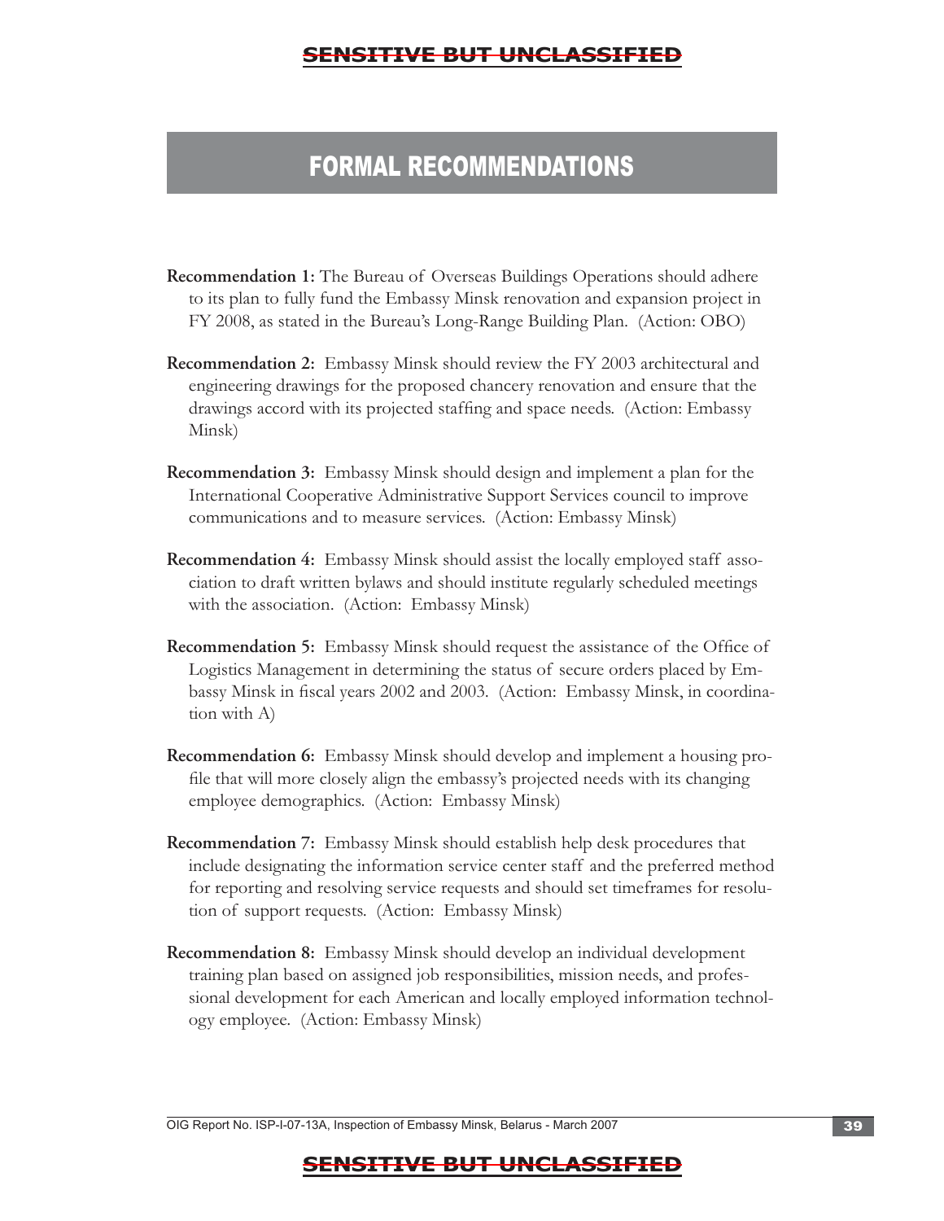# FORMAL RECOMMENDATIONS

**Recommendation 1:** The Bureau of Overseas Buildings Operations should adhere to its plan to fully fund the Embassy Minsk renovation and expansion project in FY 2008, as stated in the Bureau's Long-Range Building Plan. (Action: OBO)

**Recommendation 2:** Embassy Minsk should review the FY 2003 architectural and engineering drawings for the proposed chancery renovation and ensure that the drawings accord with its projected staffing and space needs. (Action: Embassy Minsk)

**Recommendation 3:** Embassy Minsk should design and implement a plan for the International Cooperative Administrative Support Services council to improve communications and to measure services. (Action: Embassy Minsk)

**Recommendation 4:** Embassy Minsk should assist the locally employed staff association to draft written bylaws and should institute regularly scheduled meetings with the association. (Action: Embassy Minsk)

**Recommendation 5:** Embassy Minsk should request the assistance of the Office of Logistics Management in determining the status of secure orders placed by Embassy Minsk in fiscal years 2002 and 2003. (Action: Embassy Minsk, in coordination with A)

**Recommendation 6:** Embassy Minsk should develop and implement a housing profile that will more closely align the embassy's projected needs with its changing employee demographics. (Action: Embassy Minsk)

**Recommendation 7:** Embassy Minsk should establish help desk procedures that include designating the information service center staff and the preferred method for reporting and resolving service requests and should set timeframes for resolution of support requests. (Action: Embassy Minsk)

**Recommendation 8:** Embassy Minsk should develop an individual development training plan based on assigned job responsibilities, mission needs, and professional development for each American and locally employed information technology employee. (Action: Embassy Minsk)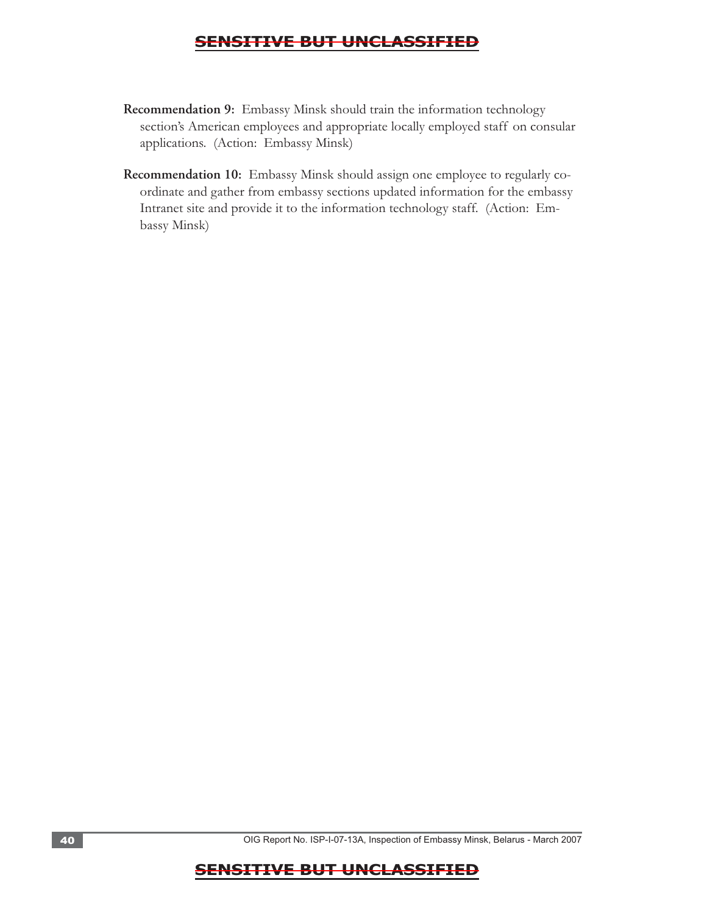**Recommendation 9:** Embassy Minsk should train the information technology section's American employees and appropriate locally employed staff on consular applications. (Action: Embassy Minsk)

**Recommendation 10:** Embassy Minsk should assign one employee to regularly coordinate and gather from embassy sections updated information for the embassy Intranet site and provide it to the information technology staff. (Action: Embassy Minsk)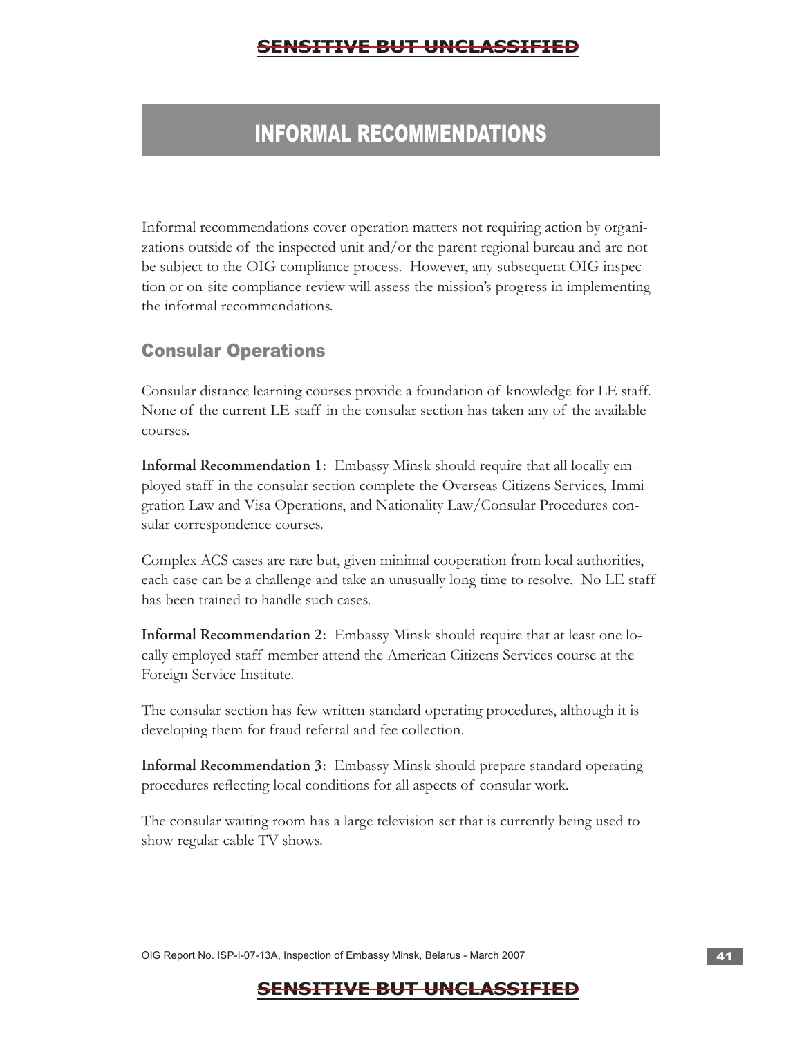# INFORMAL RECOMMENDATIONS

Informal recommendations cover operation matters not requiring action by organizations outside of the inspected unit and/or the parent regional bureau and are not be subject to the OIG compliance process. However, any subsequent OIG inspection or on-site compliance review will assess the mission's progress in implementing the informal recommendations.

## Consular Operations

Consular distance learning courses provide a foundation of knowledge for LE staff. None of the current LE staff in the consular section has taken any of the available courses.

**Informal Recommendation 1:** Embassy Minsk should require that all locally employed staff in the consular section complete the Overseas Citizens Services, Immigration Law and Visa Operations, and Nationality Law/Consular Procedures consular correspondence courses.

Complex ACS cases are rare but, given minimal cooperation from local authorities, each case can be a challenge and take an unusually long time to resolve. No LE staff has been trained to handle such cases.

**Informal Recommendation 2:** Embassy Minsk should require that at least one locally employed staff member attend the American Citizens Services course at the Foreign Service Institute.

The consular section has few written standard operating procedures, although it is developing them for fraud referral and fee collection.

**Informal Recommendation 3:** Embassy Minsk should prepare standard operating procedures reflecting local conditions for all aspects of consular work.

The consular waiting room has a large television set that is currently being used to show regular cable TV shows.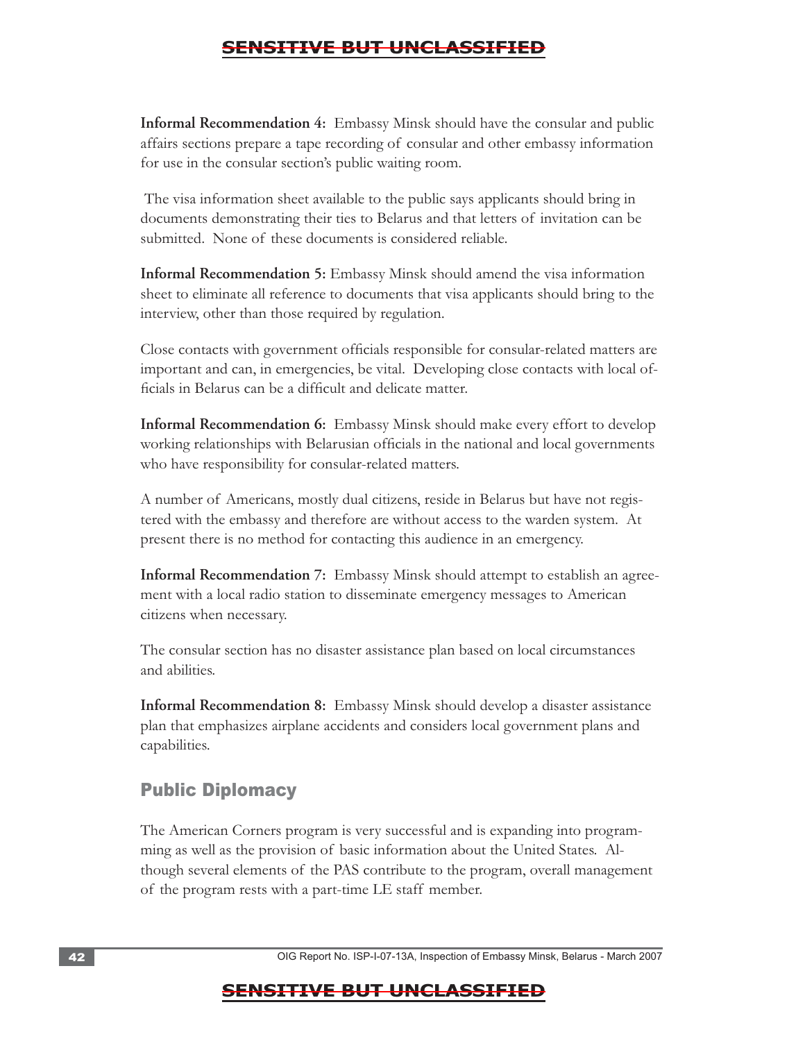**Informal Recommendation 4:** Embassy Minsk should have the consular and public affairs sections prepare a tape recording of consular and other embassy information for use in the consular section's public waiting room.

The visa information sheet available to the public says applicants should bring in documents demonstrating their ties to Belarus and that letters of invitation can be submitted. None of these documents is considered reliable.

**Informal Recommendation 5:** Embassy Minsk should amend the visa information sheet to eliminate all reference to documents that visa applicants should bring to the interview, other than those required by regulation.

Close contacts with government officials responsible for consular-related matters are important and can, in emergencies, be vital. Developing close contacts with local officials in Belarus can be a difficult and delicate matter.

**Informal Recommendation 6:** Embassy Minsk should make every effort to develop working relationships with Belarusian officials in the national and local governments who have responsibility for consular-related matters.

A number of Americans, mostly dual citizens, reside in Belarus but have not registered with the embassy and therefore are without access to the warden system. At present there is no method for contacting this audience in an emergency.

**Informal Recommendation 7:** Embassy Minsk should attempt to establish an agreement with a local radio station to disseminate emergency messages to American citizens when necessary.

The consular section has no disaster assistance plan based on local circumstances and abilities.

**Informal Recommendation 8:** Embassy Minsk should develop a disaster assistance plan that emphasizes airplane accidents and considers local government plans and capabilities.

## Public Diplomacy

The American Corners program is very successful and is expanding into programming as well as the provision of basic information about the United States. Although several elements of the PAS contribute to the program, overall management of the program rests with a part-time LE staff member.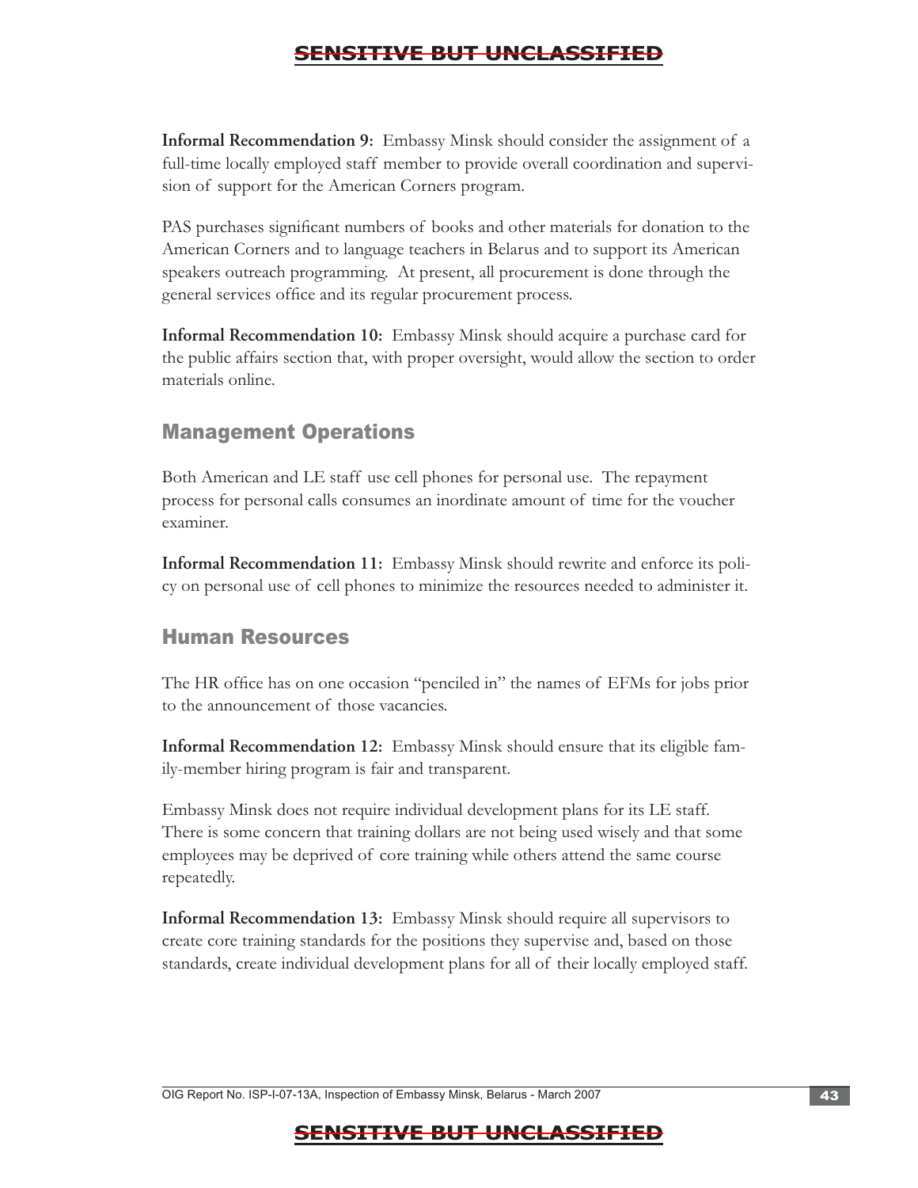**Informal Recommendation 9:** Embassy Minsk should consider the assignment of a full-time locally employed staff member to provide overall coordination and supervision of support for the American Corners program.

PAS purchases significant numbers of books and other materials for donation to the American Corners and to language teachers in Belarus and to support its American speakers outreach programming. At present, all procurement is done through the general services office and its regular procurement process.

**Informal Recommendation 10:** Embassy Minsk should acquire a purchase card for the public affairs section that, with proper oversight, would allow the section to order materials online.

## Management Operations

Both American and LE staff use cell phones for personal use. The repayment process for personal calls consumes an inordinate amount of time for the voucher examiner.

**Informal Recommendation 11:** Embassy Minsk should rewrite and enforce its policy on personal use of cell phones to minimize the resources needed to administer it.

## Human Resources

The HR office has on one occasion "penciled in" the names of EFMs for jobs prior to the announcement of those vacancies.

**Informal Recommendation 12:** Embassy Minsk should ensure that its eligible family-member hiring program is fair and transparent.

Embassy Minsk does not require individual development plans for its LE staff. There is some concern that training dollars are not being used wisely and that some employees may be deprived of core training while others attend the same course repeatedly.

**Informal Recommendation 13:** Embassy Minsk should require all supervisors to create core training standards for the positions they supervise and, based on those standards, create individual development plans for all of their locally employed staff.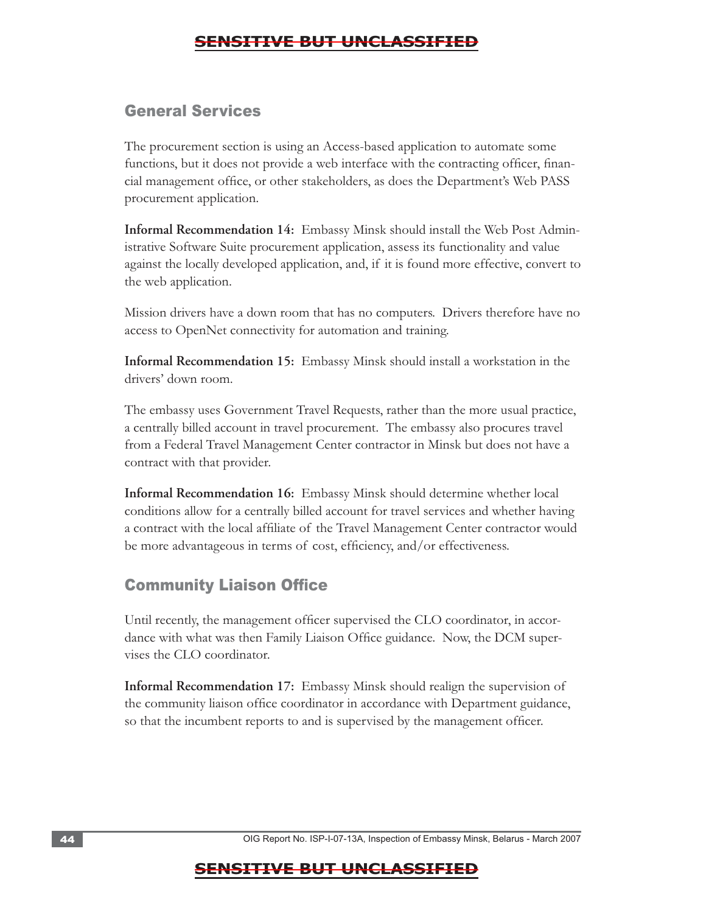## General Services

The procurement section is using an Access-based application to automate some functions, but it does not provide a web interface with the contracting officer, financial management office, or other stakeholders, as does the Department's Web PASS procurement application.

**Informal Recommendation 14:** Embassy Minsk should install the Web Post Administrative Software Suite procurement application, assess its functionality and value against the locally developed application, and, if it is found more effective, convert to the web application.

Mission drivers have a down room that has no computers. Drivers therefore have no access to OpenNet connectivity for automation and training.

**Informal Recommendation 15:** Embassy Minsk should install a workstation in the drivers' down room.

The embassy uses Government Travel Requests, rather than the more usual practice, a centrally billed account in travel procurement. The embassy also procures travel from a Federal Travel Management Center contractor in Minsk but does not have a contract with that provider.

**Informal Recommendation 16:** Embassy Minsk should determine whether local conditions allow for a centrally billed account for travel services and whether having a contract with the local affiliate of the Travel Management Center contractor would be more advantageous in terms of cost, efficiency, and/or effectiveness.

## Community Liaison Office

Until recently, the management officer supervised the CLO coordinator, in accordance with what was then Family Liaison Office guidance. Now, the DCM supervises the CLO coordinator.

**Informal Recommendation 17:** Embassy Minsk should realign the supervision of the community liaison office coordinator in accordance with Department guidance, so that the incumbent reports to and is supervised by the management officer.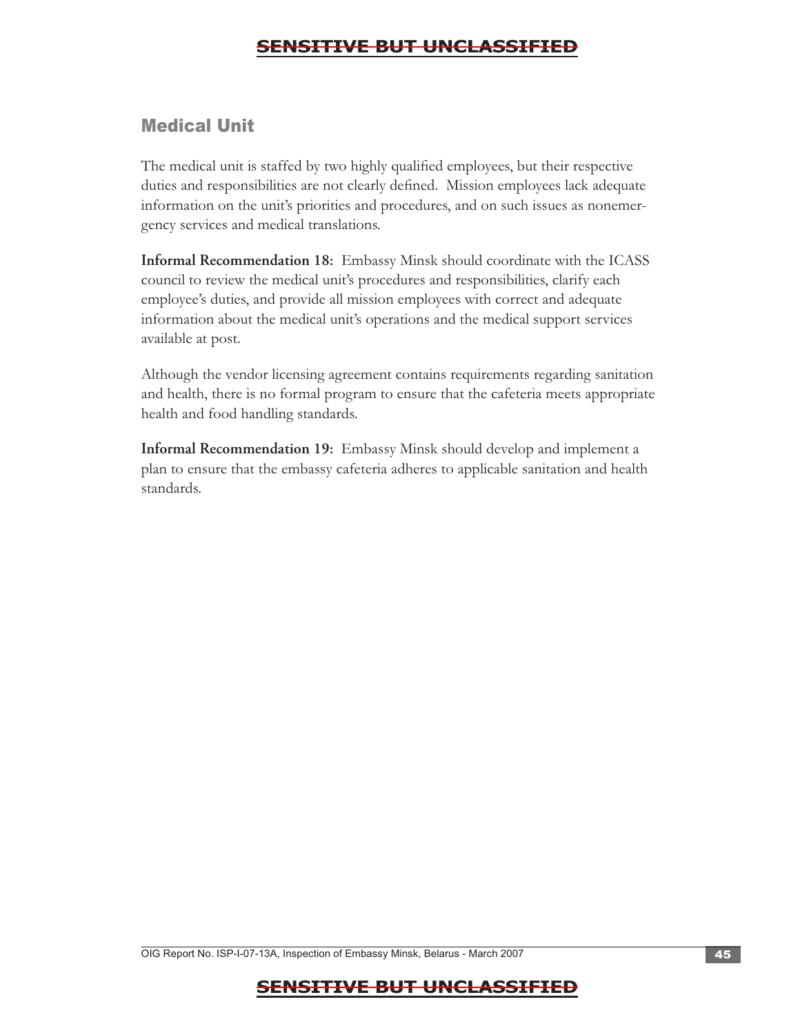## Medical Unit

The medical unit is staffed by two highly qualified employees, but their respective duties and responsibilities are not clearly defined. Mission employees lack adequate information on the unit's priorities and procedures, and on such issues as nonemergency services and medical translations.

**Informal Recommendation 18:** Embassy Minsk should coordinate with the ICASS council to review the medical unit's procedures and responsibilities, clarify each employee's duties, and provide all mission employees with correct and adequate information about the medical unit's operations and the medical support services available at post.

Although the vendor licensing agreement contains requirements regarding sanitation and health, there is no formal program to ensure that the cafeteria meets appropriate health and food handling standards.

**Informal Recommendation 19:** Embassy Minsk should develop and implement a plan to ensure that the embassy cafeteria adheres to applicable sanitation and health standards.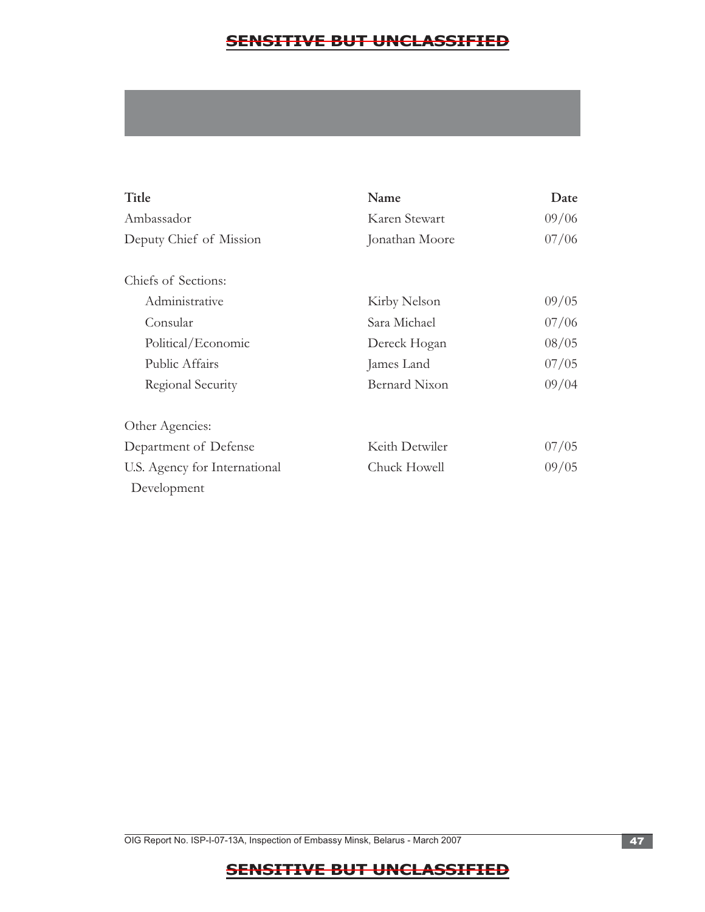| Title | Name | Date |
|---|---|---|
| Ambassador | Karen Stewart | 09/06 |
| Deputy Chief of Mission | Jonathan Moore | 07/06 |
| Chiefs of Sections: | | |
| Administrative | Kirby Nelson | 09/05 |
| Consular | Sara Michael | 07/06 |
| Political/Economic | Dereck Hogan | 08/05 |
| Public Affairs | James Land | 07/05 |
| Regional Security | Bernard Nixon | 09/04 |
| Other Agencies: | | |
| Department of Defense | Keith Detwiler | 07/05 |
| U.S. Agency for International Development | Chuck Howell | 09/05 |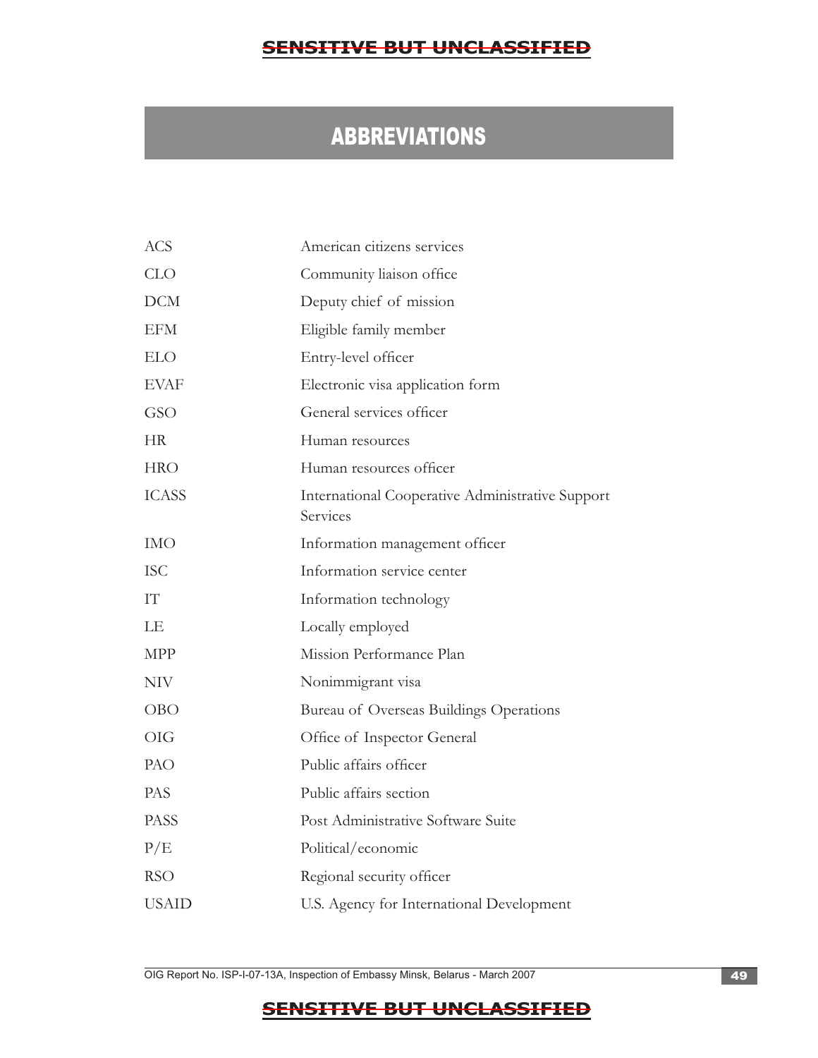# ABBREVIATIONS

| | |
|---|---|
| ACS | American citizens services |
| CLO | Community liaison office |
| DCM | Deputy chief of mission |
| EFM | Eligible family member |
| ELO | Entry-level officer |
| EVAF | Electronic visa application form |
| GSO | General services officer |
| HR | Human resources |
| HRO | Human resources officer |
| ICASS | International Cooperative Administrative Support Services |
| IMO | Information management officer |
| ISC | Information service center |
| IT | Information technology |
| LE | Locally employed |
| MPP | Mission Performance Plan |
| NIV | Nonimmigrant visa |
| OBO | Bureau of Overseas Buildings Operations |
| OIG | Office of Inspector General |
| PAO | Public affairs officer |
| PAS | Public affairs section |
| PASS | Post Administrative Software Suite |
| P/E | Political/economic |
| RSO | Regional security officer |
| USAID | U.S. Agency for International Development |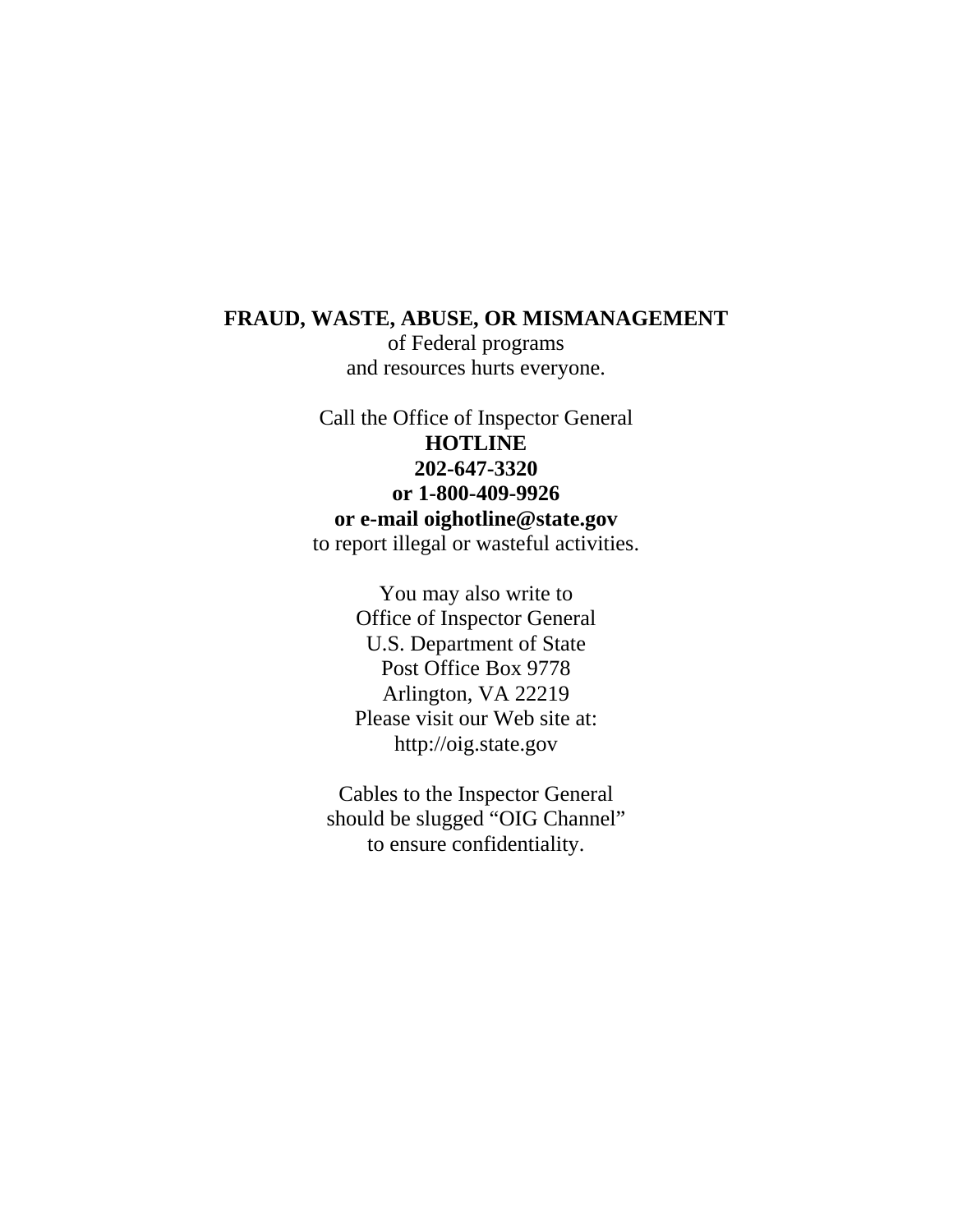**FRAUD, WASTE, ABUSE, OR MISMANAGEMENT**
of Federal programs
and resources hurts everyone.

Call the Office of Inspector General
**HOTLINE**
**202-647-3320**
**or 1-800-409-9926**
**or e-mail oighotline@state.gov**
to report illegal or wasteful activities.

You may also write to
Office of Inspector General
U.S. Department of State
Post Office Box 9778
Arlington, VA 22219
Please visit our Web site at:
http://oig.state.gov

Cables to the Inspector General
should be slugged "OIG Channel"
to ensure confidentiality.